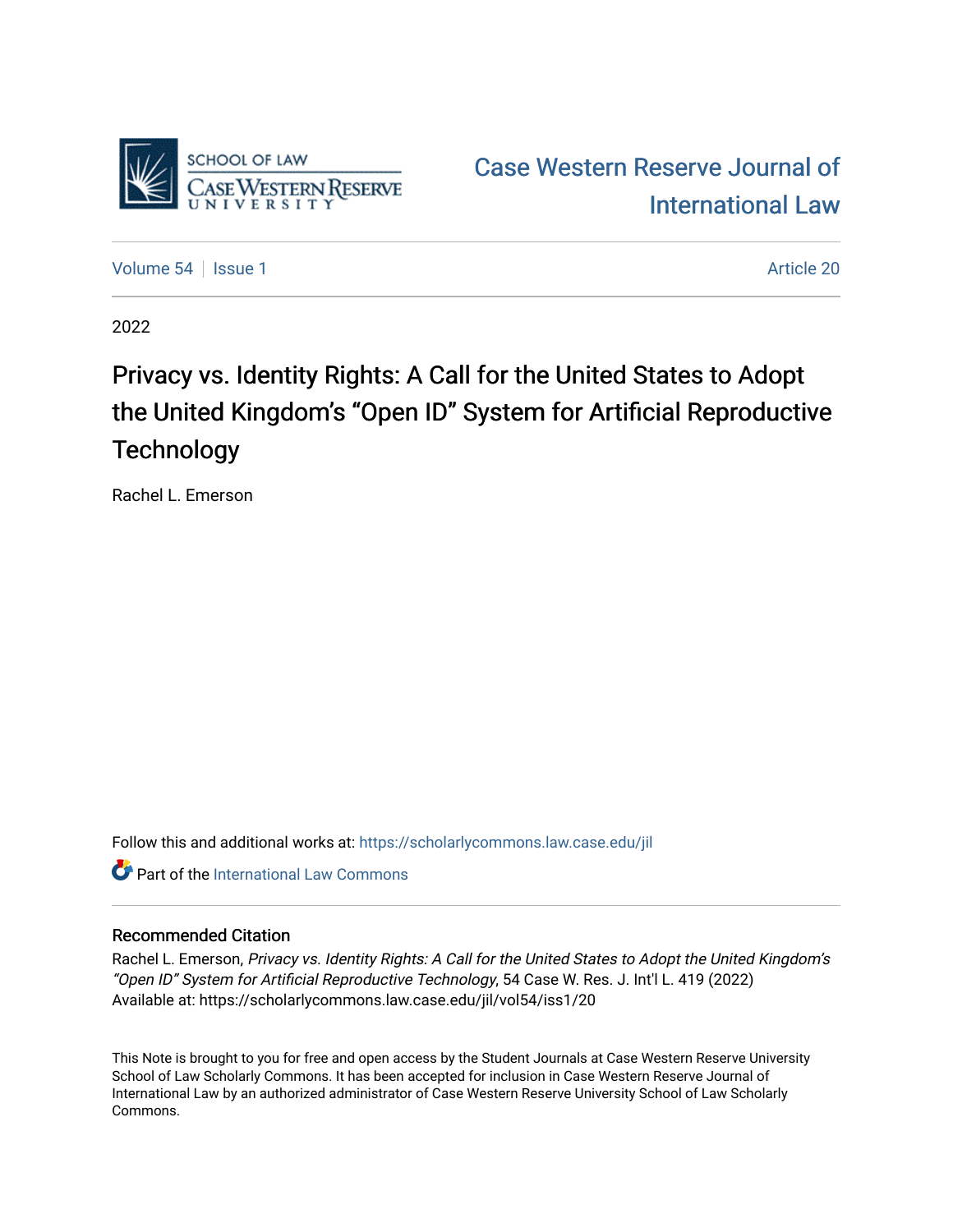SCHOOL OF LAW
CASE WESTERN RESERVE UNIVERSITY

Case Western Reserve Journal of International Law

Volume 54 | Issue 1 | Article 20

2022

# Privacy vs. Identity Rights: A Call for the United States to Adopt the United Kingdom's "Open ID" System for Artificial Reproductive Technology

Rachel L. Emerson

Follow this and additional works at: https://scholarlycommons.law.case.edu/jil

Part of the International Law Commons

## Recommended Citation

Rachel L. Emerson, *Privacy vs. Identity Rights: A Call for the United States to Adopt the United Kingdom's "Open ID" System for Artificial Reproductive Technology*, 54 Case W. Res. J. Int'l L. 419 (2022)
Available at: https://scholarlycommons.law.case.edu/jil/vol54/iss1/20

This Note is brought to you for free and open access by the Student Journals at Case Western Reserve University School of Law Scholarly Commons. It has been accepted for inclusion in Case Western Reserve Journal of International Law by an authorized administrator of Case Western Reserve University School of Law Scholarly Commons.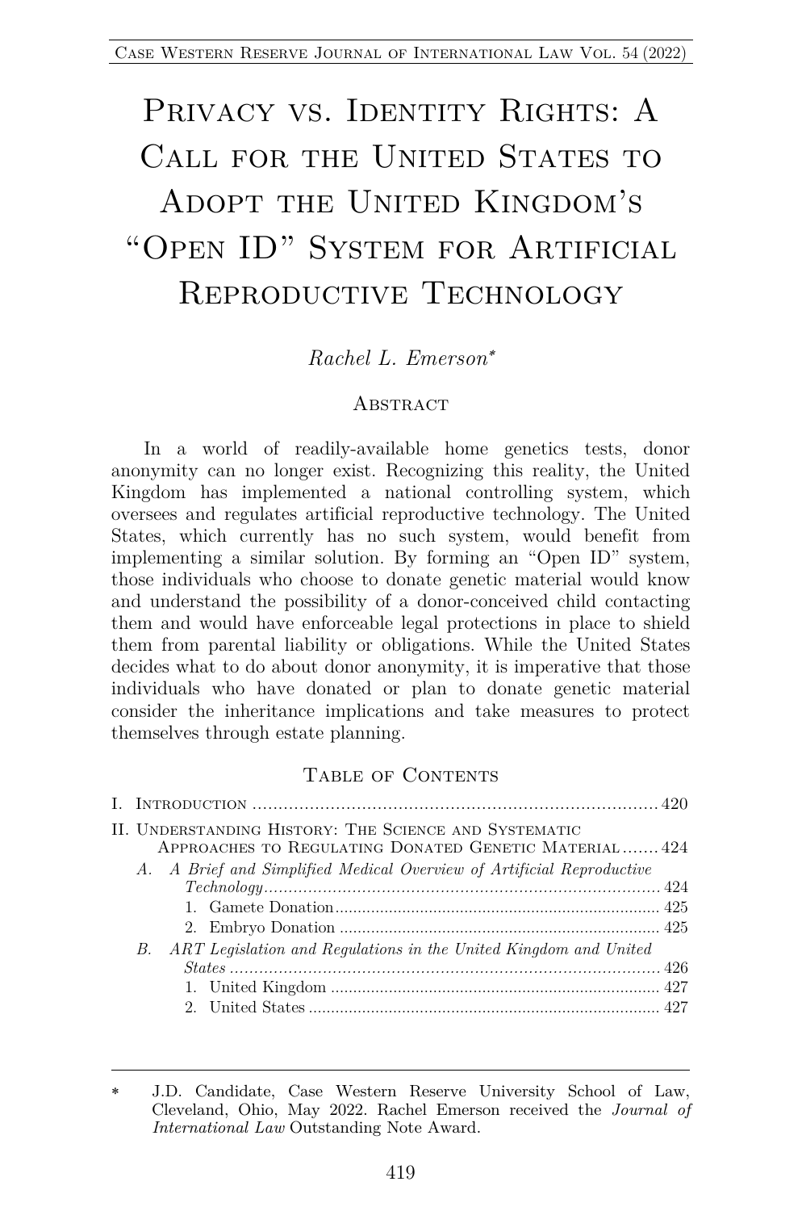# Privacy vs. Identity Rights: A Call for the United States to Adopt the United Kingdom's "Open ID" System for Artificial Reproductive Technology

*Rachel L. Emerson*[*]

## Abstract

In a world of readily-available home genetics tests, donor anonymity can no longer exist. Recognizing this reality, the United Kingdom has implemented a national controlling system, which oversees and regulates artificial reproductive technology. The United States, which currently has no such system, would benefit from implementing a similar solution. By forming an "Open ID" system, those individuals who choose to donate genetic material would know and understand the possibility of a donor-conceived child contacting them and would have enforceable legal protections in place to shield them from parental liability or obligations. While the United States decides what to do about donor anonymity, it is imperative that those individuals who have donated or plan to donate genetic material consider the inheritance implications and take measures to protect themselves through estate planning.

## Table of Contents

- I. Introduction ........ 420
- II. Understanding History: The Science and Systematic Approaches to Regulating Donated Genetic Material ........ 424
  - A. *A Brief and Simplified Medical Overview of Artificial Reproductive Technology* ........ 424
    - 1. Gamete Donation ........ 425
    - 2. Embryo Donation ........ 425
  - B. *ART Legislation and Regulations in the United Kingdom and United States* ........ 426
    - 1. United Kingdom ........ 427
    - 2. United States ........ 427

[*] J.D. Candidate, Case Western Reserve University School of Law, Cleveland, Ohio, May 2022. Rachel Emerson received the *Journal of International Law* Outstanding Note Award.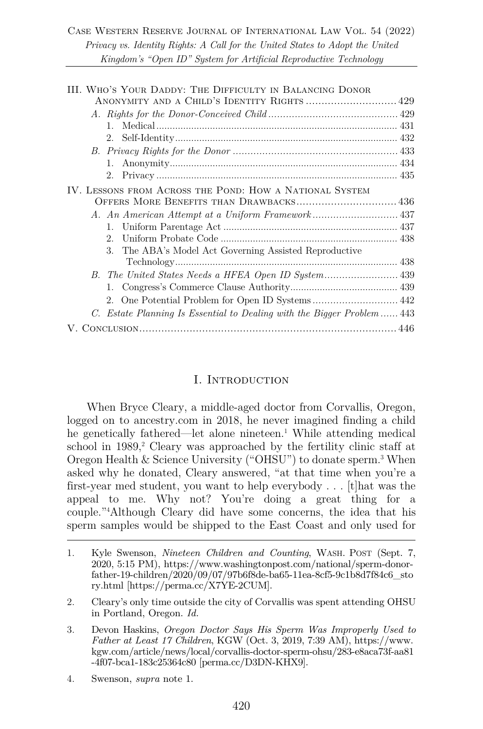III. Who's Your Daddy: The Difficulty in Balancing Donor Anonymity and a Child's Identity Rights ............................. 429

*A. Rights for the Donor-Conceived Child* ............................................ 429

1. Medical ........................................................................................ 431
2. Self-Identity .................................................................................. 432

*B. Privacy Rights for the Donor* ........................................................ 433

1. Anonymity .................................................................................... 434
2. Privacy ......................................................................................... 435

IV. Lessons from Across the Pond: How a National System Offers More Benefits than Drawbacks ................................ 436

*A. An American Attempt at a Uniform Framework* ............................. 437

1. Uniform Parentage Act ................................................................. 437
2. Uniform Probate Code .................................................................. 438
3. The ABA's Model Act Governing Assisted Reproductive Technology ................................................................................... 438

*B. The United States Needs a HFEA Open ID System* ......................... 439

1. Congress's Commerce Clause Authority ........................................ 439
2. One Potential Problem for Open ID Systems ............................... 442

*C. Estate Planning Is Essential to Dealing with the Bigger Problem* ...... 443

V. Conclusion ................................................................................... 446

# I. Introduction

When Bryce Cleary, a middle-aged doctor from Corvallis, Oregon, logged on to ancestry.com in 2018, he never imagined finding a child he genetically fathered—let alone nineteen.[1] While attending medical school in 1989,[2] Cleary was approached by the fertility clinic staff at Oregon Health & Science University ("OHSU") to donate sperm.[3] When asked why he donated, Cleary answered, "at that time when you're a first-year med student, you want to help everybody . . . [t]hat was the appeal to me. Why not? You're doing a great thing for a couple."[4]Although Cleary did have some concerns, the idea that his sperm samples would be shipped to the East Coast and only used for

---

1. Kyle Swenson, *Nineteen Children and Counting*, Wash. Post (Sept. 7, 2020, 5:15 PM), https://www.washingtonpost.com/national/sperm-donor-father-19-children/2020/09/07/97b6f8de-ba65-11ea-8cf5-9c1b8d7f84c6_story.html [https://perma.cc/X7YE-2CUM].

2. Cleary's only time outside the city of Corvallis was spent attending OHSU in Portland, Oregon. *Id.*

3. Devon Haskins, *Oregon Doctor Says His Sperm Was Improperly Used to Father at Least 17 Children*, KGW (Oct. 3, 2019, 7:39 AM), https://www.kgw.com/article/news/local/corvallis-doctor-sperm-ohsu/283-e8aca73f-aa81-4f07-bca1-183c25364c80 [perma.cc/D3DN-KHX9].

4. Swenson, *supra* note 1.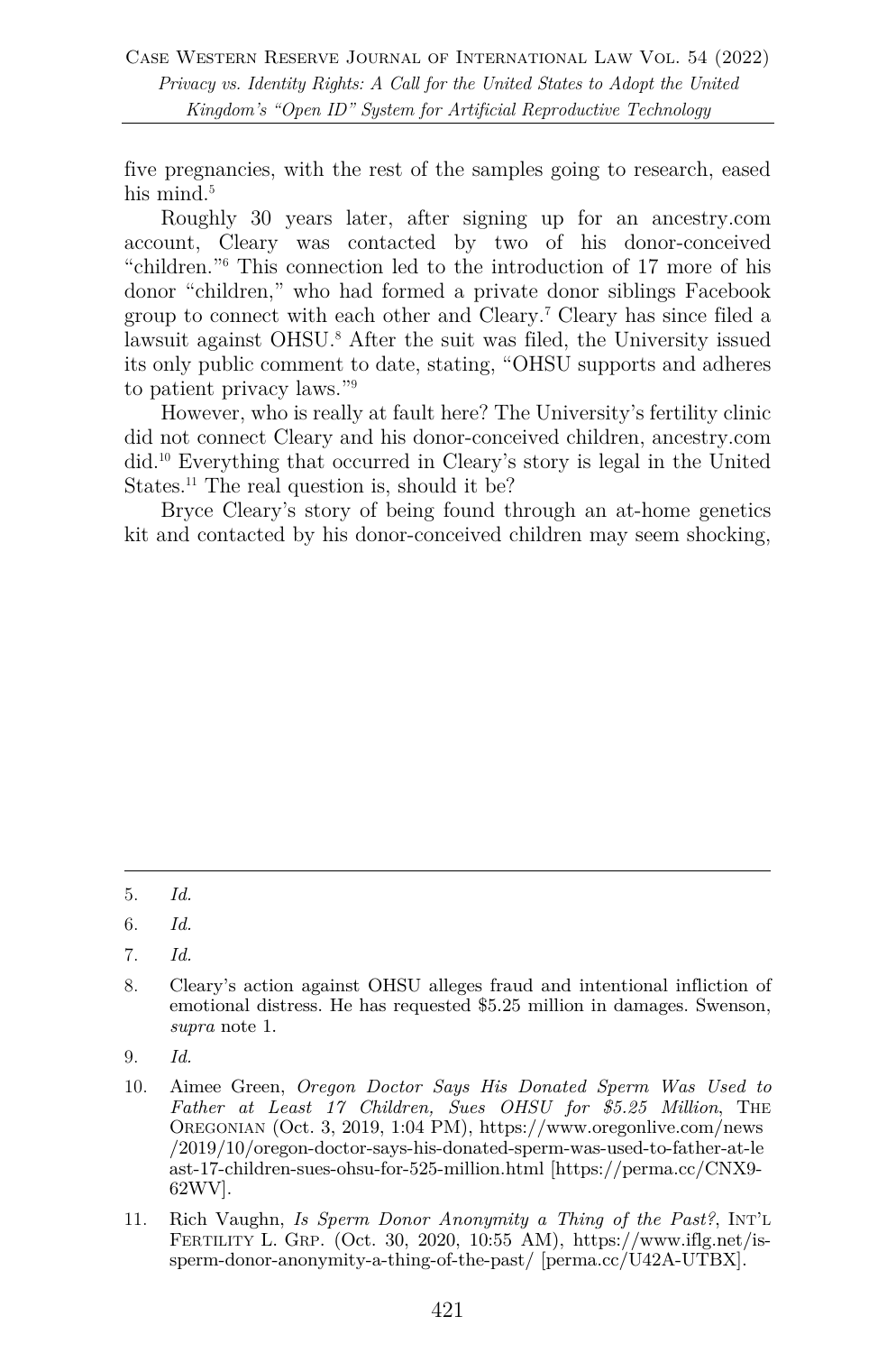five pregnancies, with the rest of the samples going to research, eased his mind.[5]

Roughly 30 years later, after signing up for an ancestry.com account, Cleary was contacted by two of his donor-conceived "children."[6] This connection led to the introduction of 17 more of his donor "children," who had formed a private donor siblings Facebook group to connect with each other and Cleary.[7] Cleary has since filed a lawsuit against OHSU.[8] After the suit was filed, the University issued its only public comment to date, stating, "OHSU supports and adheres to patient privacy laws."[9]

However, who is really at fault here? The University's fertility clinic did not connect Cleary and his donor-conceived children, ancestry.com did.[10] Everything that occurred in Cleary's story is legal in the United States.[11] The real question is, should it be?

Bryce Cleary's story of being found through an at-home genetics kit and contacted by his donor-conceived children may seem shocking,

---

5. *Id.*

6. *Id.*

7. *Id.*

8. Cleary's action against OHSU alleges fraud and intentional infliction of emotional distress. He has requested $5.25 million in damages. Swenson, *supra* note 1.

9. *Id.*

10. Aimee Green, *Oregon Doctor Says His Donated Sperm Was Used to Father at Least 17 Children, Sues OHSU for $5.25 Million*, THE OREGONIAN (Oct. 3, 2019, 1:04 PM), https://www.oregonlive.com/news/2019/10/oregon-doctor-says-his-donated-sperm-was-used-to-father-at-least-17-children-sues-ohsu-for-525-million.html [https://perma.cc/CNX9-62WV].

11. Rich Vaughn, *Is Sperm Donor Anonymity a Thing of the Past?*, INT'L FERTILITY L. GRP. (Oct. 30, 2020, 10:55 AM), https://www.iflg.net/is-sperm-donor-anonymity-a-thing-of-the-past/ [perma.cc/U42A-UTBX].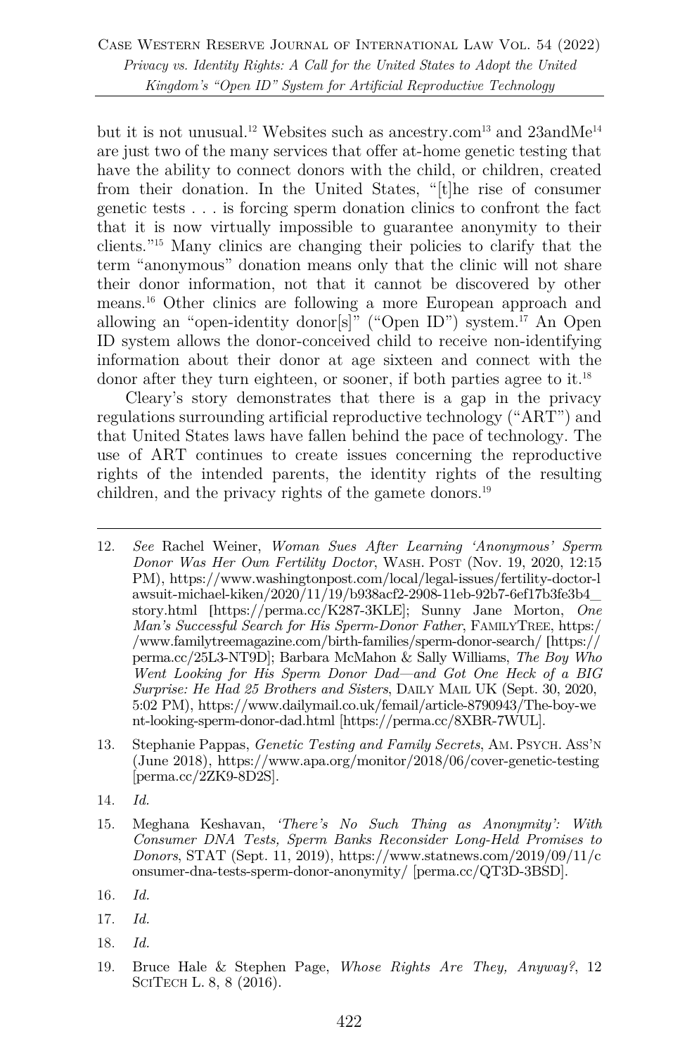but it is not unusual.[12] Websites such as ancestry.com[13] and 23andMe[14] are just two of the many services that offer at-home genetic testing that have the ability to connect donors with the child, or children, created from their donation. In the United States, "[t]he rise of consumer genetic tests . . . is forcing sperm donation clinics to confront the fact that it is now virtually impossible to guarantee anonymity to their clients."[15] Many clinics are changing their policies to clarify that the term "anonymous" donation means only that the clinic will not share their donor information, not that it cannot be discovered by other means.[16] Other clinics are following a more European approach and allowing an "open-identity donor[s]" ("Open ID") system.[17] An Open ID system allows the donor-conceived child to receive non-identifying information about their donor at age sixteen and connect with the donor after they turn eighteen, or sooner, if both parties agree to it.[18]

Cleary's story demonstrates that there is a gap in the privacy regulations surrounding artificial reproductive technology ("ART") and that United States laws have fallen behind the pace of technology. The use of ART continues to create issues concerning the reproductive rights of the intended parents, the identity rights of the resulting children, and the privacy rights of the gamete donors.[19]

---

12. *See* Rachel Weiner, *Woman Sues After Learning 'Anonymous' Sperm Donor Was Her Own Fertility Doctor*, WASH. POST (Nov. 19, 2020, 12:15 PM), https://www.washingtonpost.com/local/legal-issues/fertility-doctor-lawsuit-michael-kiken/2020/11/19/b938acf2-2908-11eb-92b7-6ef17b3fe3b4_story.html [https://perma.cc/K287-3KLE]; Sunny Jane Morton, *One Man's Successful Search for His Sperm-Donor Father*, FAMILYTREE, https://www.familytreemagazine.com/birth-families/sperm-donor-search/ [https://perma.cc/25L3-NT9D]; Barbara McMahon & Sally Williams, *The Boy Who Went Looking for His Sperm Donor Dad—and Got One Heck of a BIG Surprise: He Had 25 Brothers and Sisters*, DAILY MAIL UK (Sept. 30, 2020, 5:02 PM), https://www.dailymail.co.uk/femail/article-8790943/The-boy-went-looking-sperm-donor-dad.html [https://perma.cc/8XBR-7WUL].

13. Stephanie Pappas, *Genetic Testing and Family Secrets*, AM. PSYCH. ASS'N (June 2018), https://www.apa.org/monitor/2018/06/cover-genetic-testing [perma.cc/2ZK9-8D2S].

14. *Id.*

15. Meghana Keshavan, *'There's No Such Thing as Anonymity': With Consumer DNA Tests, Sperm Banks Reconsider Long-Held Promises to Donors*, STAT (Sept. 11, 2019), https://www.statnews.com/2019/09/11/consumer-dna-tests-sperm-donor-anonymity/ [perma.cc/QT3D-3BSD].

16. *Id.*

17. *Id.*

18. *Id.*

19. Bruce Hale & Stephen Page, *Whose Rights Are They, Anyway?*, 12 SCITECH L. 8, 8 (2016).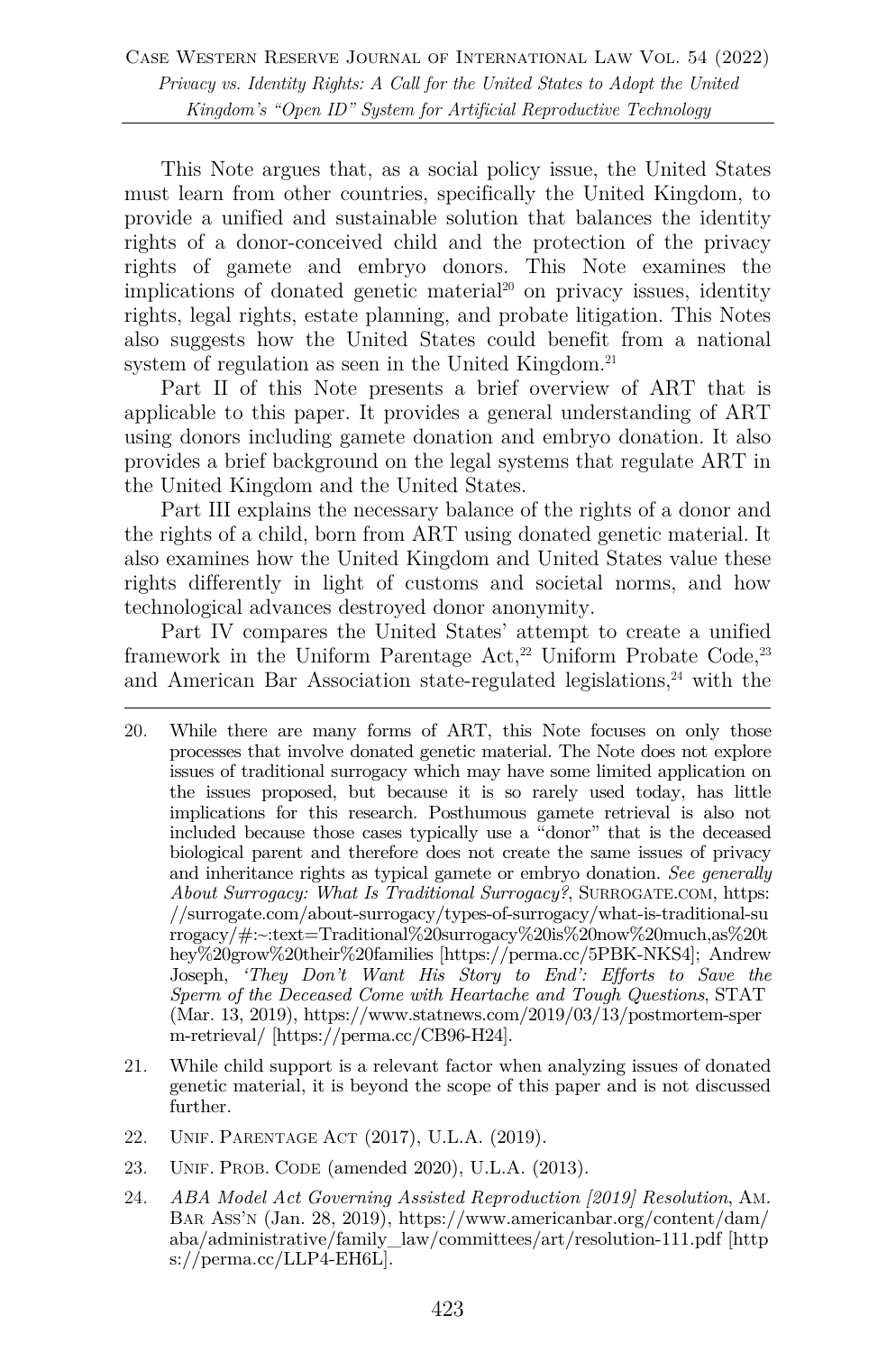This Note argues that, as a social policy issue, the United States must learn from other countries, specifically the United Kingdom, to provide a unified and sustainable solution that balances the identity rights of a donor-conceived child and the protection of the privacy rights of gamete and embryo donors. This Note examines the implications of donated genetic material[20] on privacy issues, identity rights, legal rights, estate planning, and probate litigation. This Notes also suggests how the United States could benefit from a national system of regulation as seen in the United Kingdom.[21]

Part II of this Note presents a brief overview of ART that is applicable to this paper. It provides a general understanding of ART using donors including gamete donation and embryo donation. It also provides a brief background on the legal systems that regulate ART in the United Kingdom and the United States.

Part III explains the necessary balance of the rights of a donor and the rights of a child, born from ART using donated genetic material. It also examines how the United Kingdom and United States value these rights differently in light of customs and societal norms, and how technological advances destroyed donor anonymity.

Part IV compares the United States' attempt to create a unified framework in the Uniform Parentage Act,[22] Uniform Probate Code,[23] and American Bar Association state-regulated legislations,[24] with the

---

20. While there are many forms of ART, this Note focuses on only those processes that involve donated genetic material. The Note does not explore issues of traditional surrogacy which may have some limited application on the issues proposed, but because it is so rarely used today, has little implications for this research. Posthumous gamete retrieval is also not included because those cases typically use a "donor" that is the deceased biological parent and therefore does not create the same issues of privacy and inheritance rights as typical gamete or embryo donation. *See generally About Surrogacy: What Is Traditional Surrogacy?*, SURROGATE.COM, https://surrogate.com/about-surrogacy/types-of-surrogacy/what-is-traditional-surrogacy/#:~:text=Traditional%20surrogacy%20is%20now%20much,as%20they%20grow%20their%20families [https://perma.cc/5PBK-NKS4]; Andrew Joseph, *'They Don't Want His Story to End': Efforts to Save the Sperm of the Deceased Come with Heartache and Tough Questions*, STAT (Mar. 13, 2019), https://www.statnews.com/2019/03/13/postmortem-sperm-retrieval/ [https://perma.cc/CB96-H24].

21. While child support is a relevant factor when analyzing issues of donated genetic material, it is beyond the scope of this paper and is not discussed further.

22. UNIF. PARENTAGE ACT (2017), U.L.A. (2019).

23. UNIF. PROB. CODE (amended 2020), U.L.A. (2013).

24. *ABA Model Act Governing Assisted Reproduction [2019] Resolution*, AM. BAR ASS'N (Jan. 28, 2019), https://www.americanbar.org/content/dam/aba/administrative/family_law/committees/art/resolution-111.pdf [https://perma.cc/LLP4-EH6L].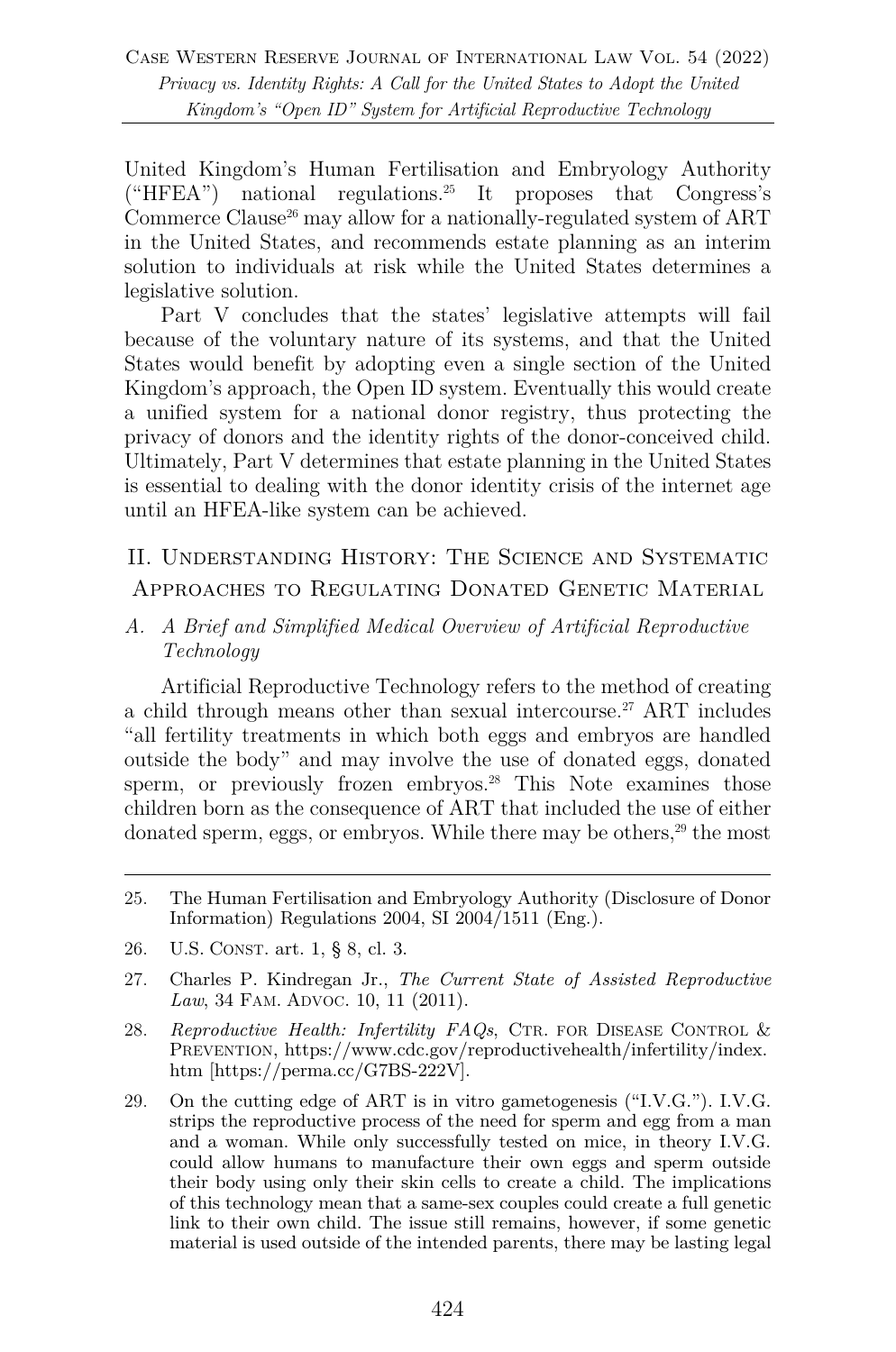United Kingdom's Human Fertilisation and Embryology Authority ("HFEA") national regulations.[25] It proposes that Congress's Commerce Clause[26] may allow for a nationally-regulated system of ART in the United States, and recommends estate planning as an interim solution to individuals at risk while the United States determines a legislative solution.

Part V concludes that the states' legislative attempts will fail because of the voluntary nature of its systems, and that the United States would benefit by adopting even a single section of the United Kingdom's approach, the Open ID system. Eventually this would create a unified system for a national donor registry, thus protecting the privacy of donors and the identity rights of the donor-conceived child. Ultimately, Part V determines that estate planning in the United States is essential to dealing with the donor identity crisis of the internet age until an HFEA-like system can be achieved.

## II. Understanding History: The Science and Systematic Approaches to Regulating Donated Genetic Material

### *A. A Brief and Simplified Medical Overview of Artificial Reproductive Technology*

Artificial Reproductive Technology refers to the method of creating a child through means other than sexual intercourse.[27] ART includes "all fertility treatments in which both eggs and embryos are handled outside the body" and may involve the use of donated eggs, donated sperm, or previously frozen embryos.[28] This Note examines those children born as the consequence of ART that included the use of either donated sperm, eggs, or embryos. While there may be others,[29] the most

---

25. The Human Fertilisation and Embryology Authority (Disclosure of Donor Information) Regulations 2004, SI 2004/1511 (Eng.).

26. U.S. Const. art. 1, § 8, cl. 3.

27. Charles P. Kindregan Jr., *The Current State of Assisted Reproductive Law*, 34 Fam. Advoc. 10, 11 (2011).

28. *Reproductive Health: Infertility FAQs*, Ctr. for Disease Control & Prevention, https://www.cdc.gov/reproductivehealth/infertility/index.htm [https://perma.cc/G7BS-222V].

29. On the cutting edge of ART is in vitro gametogenesis ("I.V.G."). I.V.G. strips the reproductive process of the need for sperm and egg from a man and a woman. While only successfully tested on mice, in theory I.V.G. could allow humans to manufacture their own eggs and sperm outside their body using only their skin cells to create a child. The implications of this technology mean that a same-sex couples could create a full genetic link to their own child. The issue still remains, however, if some genetic material is used outside of the intended parents, there may be lasting legal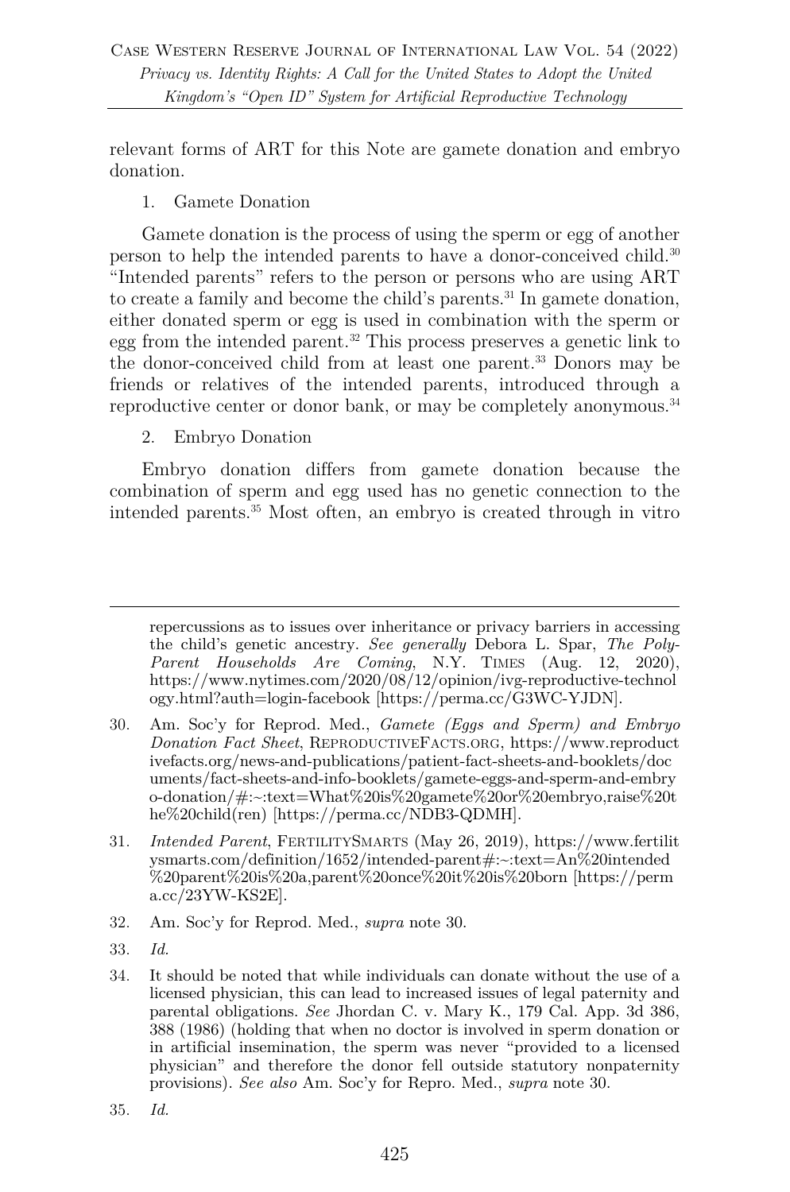relevant forms of ART for this Note are gamete donation and embryo donation.

1. Gamete Donation

Gamete donation is the process of using the sperm or egg of another person to help the intended parents to have a donor-conceived child.[30] "Intended parents" refers to the person or persons who are using ART to create a family and become the child's parents.[31] In gamete donation, either donated sperm or egg is used in combination with the sperm or egg from the intended parent.[32] This process preserves a genetic link to the donor-conceived child from at least one parent.[33] Donors may be friends or relatives of the intended parents, introduced through a reproductive center or donor bank, or may be completely anonymous.[34]

2. Embryo Donation

Embryo donation differs from gamete donation because the combination of sperm and egg used has no genetic connection to the intended parents.[35] Most often, an embryo is created through in vitro

---

repercussions as to issues over inheritance or privacy barriers in accessing the child's genetic ancestry. *See generally* Debora L. Spar, *The Poly-Parent Households Are Coming*, N.Y. TIMES (Aug. 12, 2020), https://www.nytimes.com/2020/08/12/opinion/ivg-reproductive-technology.html?auth=login-facebook [https://perma.cc/G3WC-YJDN].

30. Am. Soc'y for Reprod. Med., *Gamete (Eggs and Sperm) and Embryo Donation Fact Sheet*, REPRODUCTIVEFACTS.ORG, https://www.reproductivefacts.org/news-and-publications/patient-fact-sheets-and-booklets/documents/fact-sheets-and-info-booklets/gamete-eggs-and-sperm-and-embryo-donation/#:~:text=What%20is%20gamete%20or%20embryo,raise%20the%20child(ren) [https://perma.cc/NDB3-QDMH].

31. *Intended Parent*, FERTILITYSMARTS (May 26, 2019), https://www.fertilitysmarts.com/definition/1652/intended-parent#:~:text=An%20intended%20parent%20is%20a,parent%20once%20it%20is%20born [https://perma.cc/23YW-KS2E].

32. Am. Soc'y for Reprod. Med., *supra* note 30.

33. *Id.*

34. It should be noted that while individuals can donate without the use of a licensed physician, this can lead to increased issues of legal paternity and parental obligations. *See* Jhordan C. v. Mary K., 179 Cal. App. 3d 386, 388 (1986) (holding that when no doctor is involved in sperm donation or in artificial insemination, the sperm was never "provided to a licensed physician" and therefore the donor fell outside statutory nonpaternity provisions). *See also* Am. Soc'y for Repro. Med., *supra* note 30.

35. *Id.*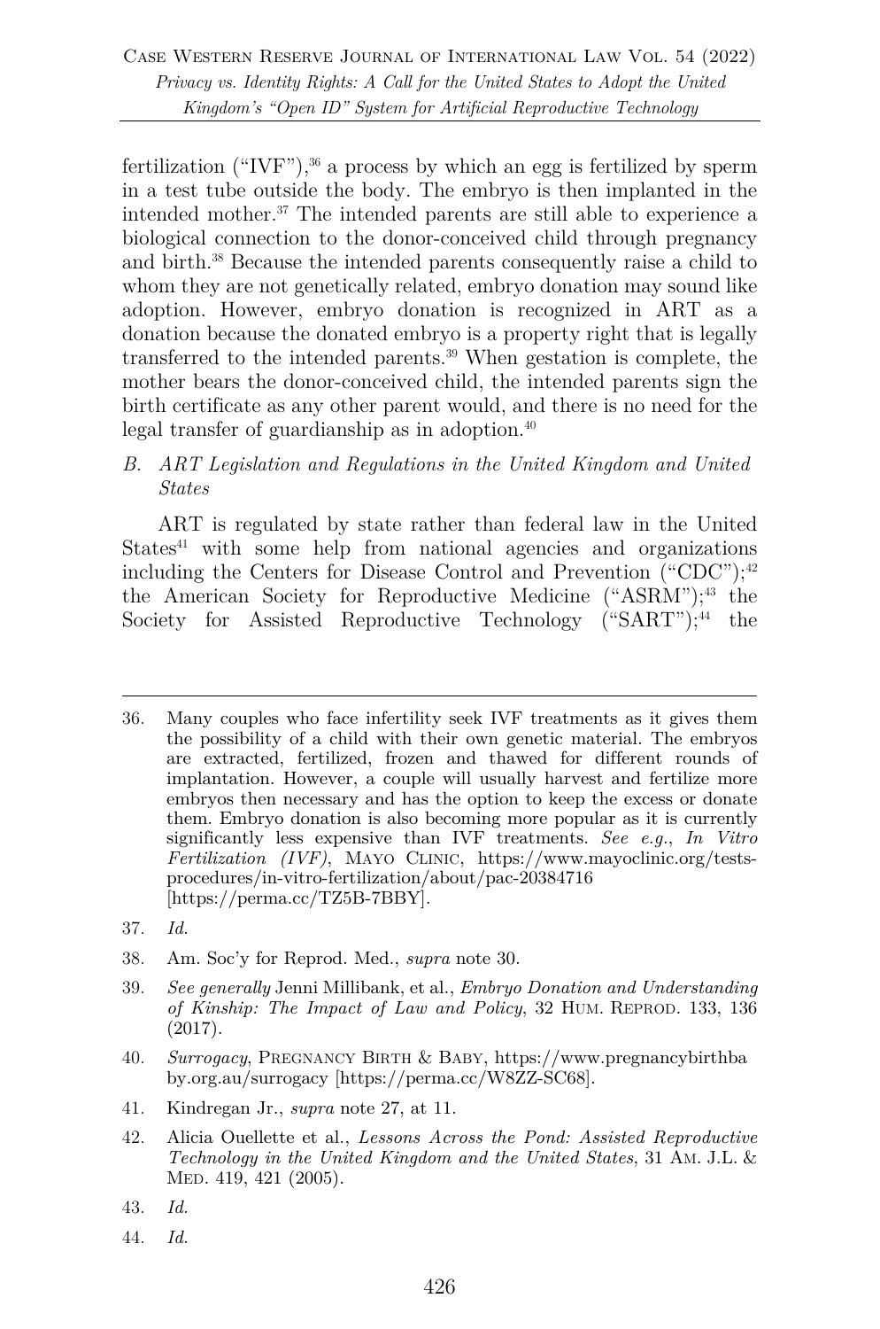fertilization ("IVF"),[36] a process by which an egg is fertilized by sperm in a test tube outside the body. The embryo is then implanted in the intended mother.[37] The intended parents are still able to experience a biological connection to the donor-conceived child through pregnancy and birth.[38] Because the intended parents consequently raise a child to whom they are not genetically related, embryo donation may sound like adoption. However, embryo donation is recognized in ART as a donation because the donated embryo is a property right that is legally transferred to the intended parents.[39] When gestation is complete, the mother bears the donor-conceived child, the intended parents sign the birth certificate as any other parent would, and there is no need for the legal transfer of guardianship as in adoption.[40]

### B. ART Legislation and Regulations in the United Kingdom and United States

ART is regulated by state rather than federal law in the United States[41] with some help from national agencies and organizations including the Centers for Disease Control and Prevention ("CDC");[42] the American Society for Reproductive Medicine ("ASRM");[43] the Society for Assisted Reproductive Technology ("SART");[44] the

---

36. Many couples who face infertility seek IVF treatments as it gives them the possibility of a child with their own genetic material. The embryos are extracted, fertilized, frozen and thawed for different rounds of implantation. However, a couple will usually harvest and fertilize more embryos then necessary and has the option to keep the excess or donate them. Embryo donation is also becoming more popular as it is currently significantly less expensive than IVF treatments. *See e.g.*, *In Vitro Fertilization (IVF)*, MAYO CLINIC, https://www.mayoclinic.org/tests-procedures/in-vitro-fertilization/about/pac-20384716 [https://perma.cc/TZ5B-7BBY].

37. *Id.*

38. Am. Soc'y for Reprod. Med., *supra* note 30.

39. *See generally* Jenni Millibank, et al., *Embryo Donation and Understanding of Kinship: The Impact of Law and Policy*, 32 HUM. REPROD. 133, 136 (2017).

40. *Surrogacy*, PREGNANCY BIRTH & BABY, https://www.pregnancybirthbaby.org.au/surrogacy [https://perma.cc/W8ZZ-SC68].

41. Kindregan Jr., *supra* note 27, at 11.

42. Alicia Ouellette et al., *Lessons Across the Pond: Assisted Reproductive Technology in the United Kingdom and the United States*, 31 AM. J.L. & MED. 419, 421 (2005).

43. *Id.*

44. *Id.*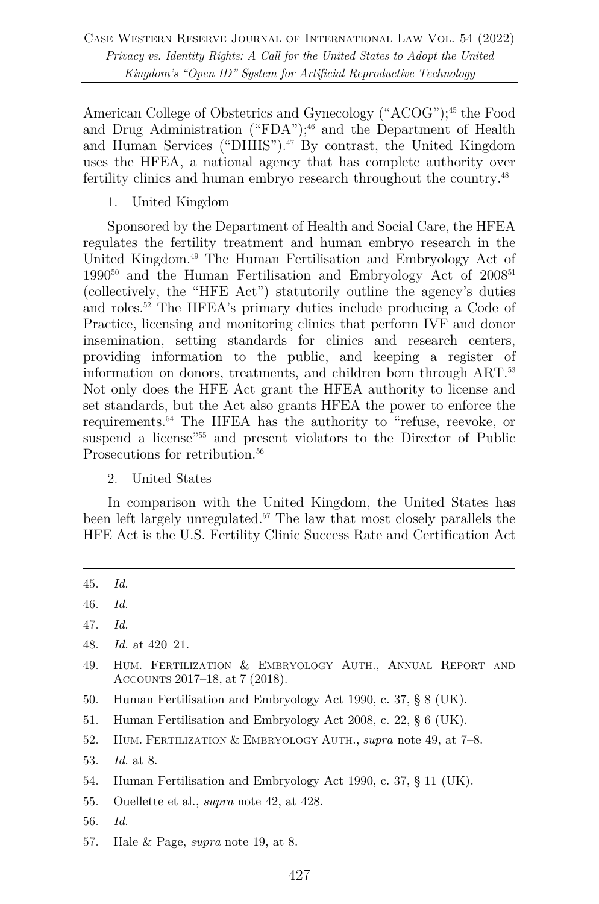American College of Obstetrics and Gynecology ("ACOG");[45] the Food and Drug Administration ("FDA");[46] and the Department of Health and Human Services ("DHHS").[47] By contrast, the United Kingdom uses the HFEA, a national agency that has complete authority over fertility clinics and human embryo research throughout the country.[48]

1. United Kingdom

Sponsored by the Department of Health and Social Care, the HFEA regulates the fertility treatment and human embryo research in the United Kingdom.[49] The Human Fertilisation and Embryology Act of 1990[50] and the Human Fertilisation and Embryology Act of 2008[51] (collectively, the "HFE Act") statutorily outline the agency's duties and roles.[52] The HFEA's primary duties include producing a Code of Practice, licensing and monitoring clinics that perform IVF and donor insemination, setting standards for clinics and research centers, providing information to the public, and keeping a register of information on donors, treatments, and children born through ART.[53] Not only does the HFE Act grant the HFEA authority to license and set standards, but the Act also grants HFEA the power to enforce the requirements.[54] The HFEA has the authority to "refuse, reevoke, or suspend a license"[55] and present violators to the Director of Public Prosecutions for retribution.[56]

2. United States

In comparison with the United Kingdom, the United States has been left largely unregulated.[57] The law that most closely parallels the HFE Act is the U.S. Fertility Clinic Success Rate and Certification Act

---

45. *Id.*
46. *Id.*
47. *Id.*
48. *Id.* at 420–21.
49. Hum. Fertilization & Embryology Auth., Annual Report and Accounts 2017–18, at 7 (2018).
50. Human Fertilisation and Embryology Act 1990, c. 37, § 8 (UK).
51. Human Fertilisation and Embryology Act 2008, c. 22, § 6 (UK).
52. Hum. Fertilization & Embryology Auth., *supra* note 49, at 7–8.
53. *Id.* at 8.
54. Human Fertilisation and Embryology Act 1990, c. 37, § 11 (UK).
55. Ouellette et al., *supra* note 42, at 428.
56. *Id.*
57. Hale & Page, *supra* note 19, at 8.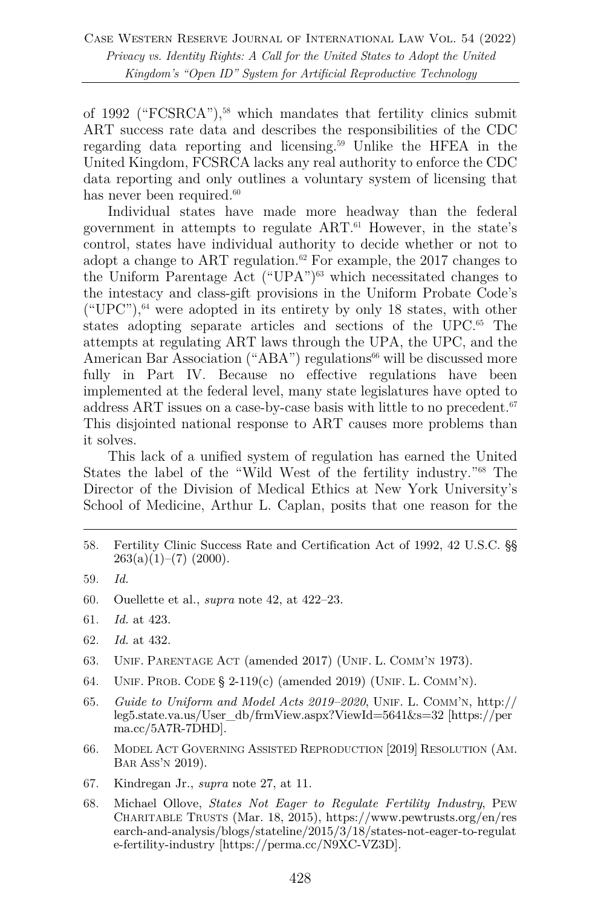of 1992 ("FCSRCA"),[58] which mandates that fertility clinics submit ART success rate data and describes the responsibilities of the CDC regarding data reporting and licensing.[59] Unlike the HFEA in the United Kingdom, FCSRCA lacks any real authority to enforce the CDC data reporting and only outlines a voluntary system of licensing that has never been required.[60]

Individual states have made more headway than the federal government in attempts to regulate ART.[61] However, in the state's control, states have individual authority to decide whether or not to adopt a change to ART regulation.[62] For example, the 2017 changes to the Uniform Parentage Act ("UPA")[63] which necessitated changes to the intestacy and class-gift provisions in the Uniform Probate Code's ("UPC"),[64] were adopted in its entirety by only 18 states, with other states adopting separate articles and sections of the UPC.[65] The attempts at regulating ART laws through the UPA, the UPC, and the American Bar Association ("ABA") regulations[66] will be discussed more fully in Part IV. Because no effective regulations have been implemented at the federal level, many state legislatures have opted to address ART issues on a case-by-case basis with little to no precedent.[67] This disjointed national response to ART causes more problems than it solves.

This lack of a unified system of regulation has earned the United States the label of the "Wild West of the fertility industry."[68] The Director of the Division of Medical Ethics at New York University's School of Medicine, Arthur L. Caplan, posits that one reason for the

---

58. Fertility Clinic Success Rate and Certification Act of 1992, 42 U.S.C. §§ 263(a)(1)–(7) (2000).

59. *Id.*

60. Ouellette et al., *supra* note 42, at 422–23.

61. *Id.* at 423.

62. *Id.* at 432.

63. UNIF. PARENTAGE ACT (amended 2017) (UNIF. L. COMM'N 1973).

64. UNIF. PROB. CODE § 2-119(c) (amended 2019) (UNIF. L. COMM'N).

65. *Guide to Uniform and Model Acts 2019–2020*, UNIF. L. COMM'N, http://leg5.state.va.us/User_db/frmView.aspx?ViewId=5641&s=32 [https://perma.cc/5A7R-7DHD].

66. MODEL ACT GOVERNING ASSISTED REPRODUCTION [2019] RESOLUTION (AM. BAR ASS'N 2019).

67. Kindregan Jr., *supra* note 27, at 11.

68. Michael Ollove, *States Not Eager to Regulate Fertility Industry*, PEW CHARITABLE TRUSTS (Mar. 18, 2015), https://www.pewtrusts.org/en/research-and-analysis/blogs/stateline/2015/3/18/states-not-eager-to-regulate-fertility-industry [https://perma.cc/N9XC-VZ3D].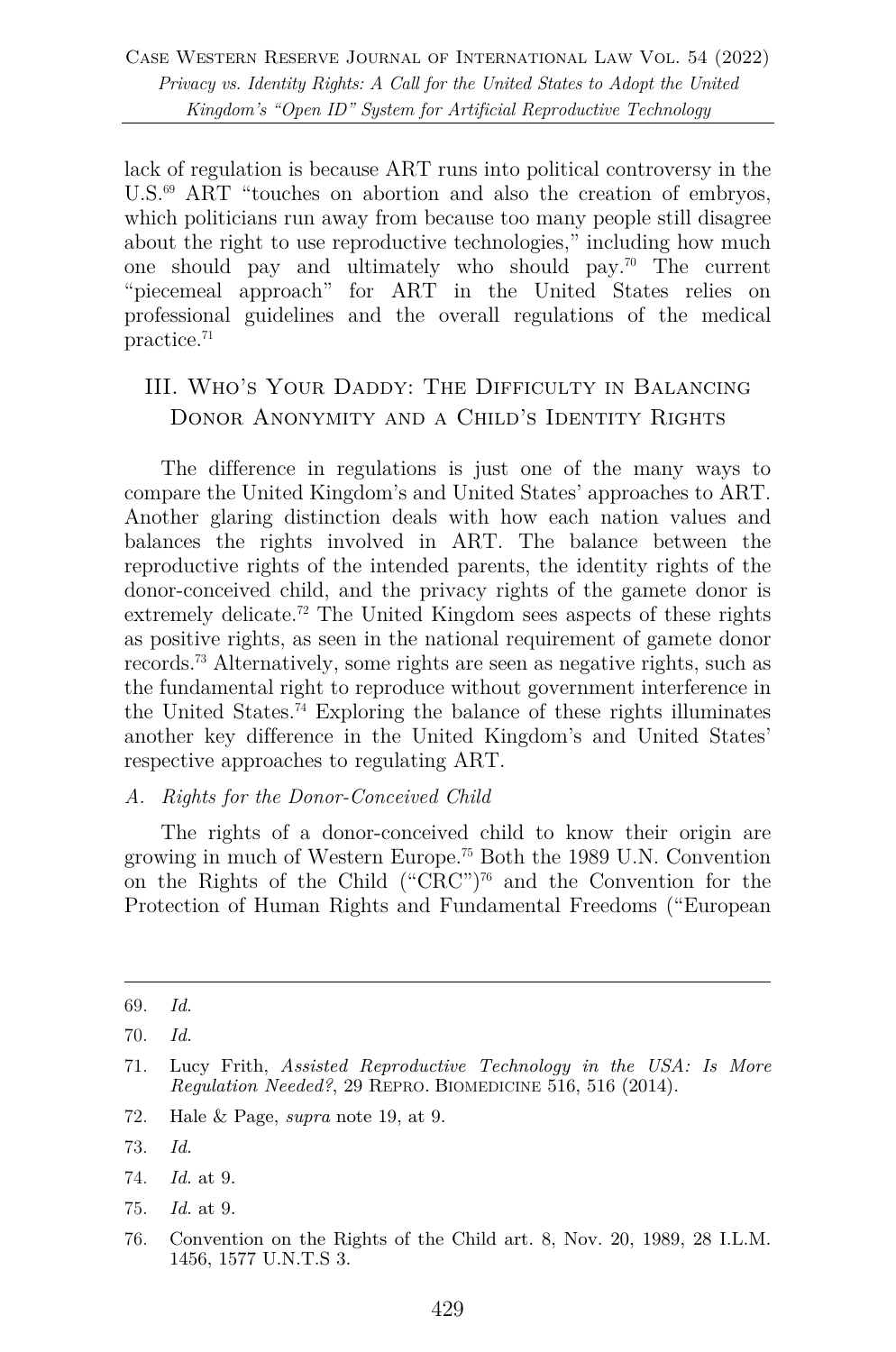lack of regulation is because ART runs into political controversy in the U.S.[69] ART "touches on abortion and also the creation of embryos, which politicians run away from because too many people still disagree about the right to use reproductive technologies," including how much one should pay and ultimately who should pay.[70] The current "piecemeal approach" for ART in the United States relies on professional guidelines and the overall regulations of the medical practice.[71]

## III. Who's Your Daddy: The Difficulty in Balancing Donor Anonymity and a Child's Identity Rights

The difference in regulations is just one of the many ways to compare the United Kingdom's and United States' approaches to ART. Another glaring distinction deals with how each nation values and balances the rights involved in ART. The balance between the reproductive rights of the intended parents, the identity rights of the donor-conceived child, and the privacy rights of the gamete donor is extremely delicate.[72] The United Kingdom sees aspects of these rights as positive rights, as seen in the national requirement of gamete donor records.[73] Alternatively, some rights are seen as negative rights, such as the fundamental right to reproduce without government interference in the United States.[74] Exploring the balance of these rights illuminates another key difference in the United Kingdom's and United States' respective approaches to regulating ART.

### *A. Rights for the Donor-Conceived Child*

The rights of a donor-conceived child to know their origin are growing in much of Western Europe.[75] Both the 1989 U.N. Convention on the Rights of the Child ("CRC")[76] and the Convention for the Protection of Human Rights and Fundamental Freedoms ("European

---

69. *Id.*

70. *Id.*

71. Lucy Frith, *Assisted Reproductive Technology in the USA: Is More Regulation Needed?*, 29 Repro. Biomedicine 516, 516 (2014).

72. Hale & Page, *supra* note 19, at 9.

73. *Id.*

74. *Id.* at 9.

75. *Id.* at 9.

76. Convention on the Rights of the Child art. 8, Nov. 20, 1989, 28 I.L.M. 1456, 1577 U.N.T.S 3.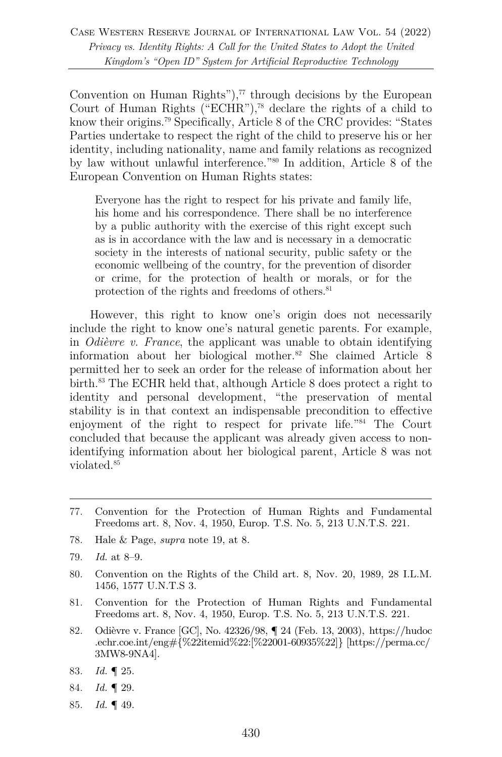Convention on Human Rights"),[77] through decisions by the European Court of Human Rights ("ECHR"),[78] declare the rights of a child to know their origins.[79] Specifically, Article 8 of the CRC provides: "States Parties undertake to respect the right of the child to preserve his or her identity, including nationality, name and family relations as recognized by law without unlawful interference."[80] In addition, Article 8 of the European Convention on Human Rights states:

> Everyone has the right to respect for his private and family life, his home and his correspondence. There shall be no interference by a public authority with the exercise of this right except such as is in accordance with the law and is necessary in a democratic society in the interests of national security, public safety or the economic wellbeing of the country, for the prevention of disorder or crime, for the protection of health or morals, or for the protection of the rights and freedoms of others.[81]

However, this right to know one's origin does not necessarily include the right to know one's natural genetic parents. For example, in *Odièvre v. France*, the applicant was unable to obtain identifying information about her biological mother.[82] She claimed Article 8 permitted her to seek an order for the release of information about her birth.[83] The ECHR held that, although Article 8 does protect a right to identity and personal development, "the preservation of mental stability is in that context an indispensable precondition to effective enjoyment of the right to respect for private life."[84] The Court concluded that because the applicant was already given access to non-identifying information about her biological parent, Article 8 was not violated.[85]

---

77. Convention for the Protection of Human Rights and Fundamental Freedoms art. 8, Nov. 4, 1950, Europ. T.S. No. 5, 213 U.N.T.S. 221.

78. Hale & Page, *supra* note 19, at 8.

79. *Id.* at 8–9.

80. Convention on the Rights of the Child art. 8, Nov. 20, 1989, 28 I.L.M. 1456, 1577 U.N.T.S 3.

81. Convention for the Protection of Human Rights and Fundamental Freedoms art. 8, Nov. 4, 1950, Europ. T.S. No. 5, 213 U.N.T.S. 221.

82. Odièvre v. France [GC], No. 42326/98, ¶ 24 (Feb. 13, 2003), https://hudoc.echr.coe.int/eng#{%22itemid%22:[%22001-60935%22]} [https://perma.cc/3MW8-9NA4].

83. *Id.* ¶ 25.

84. *Id.* ¶ 29.

85. *Id.* ¶ 49.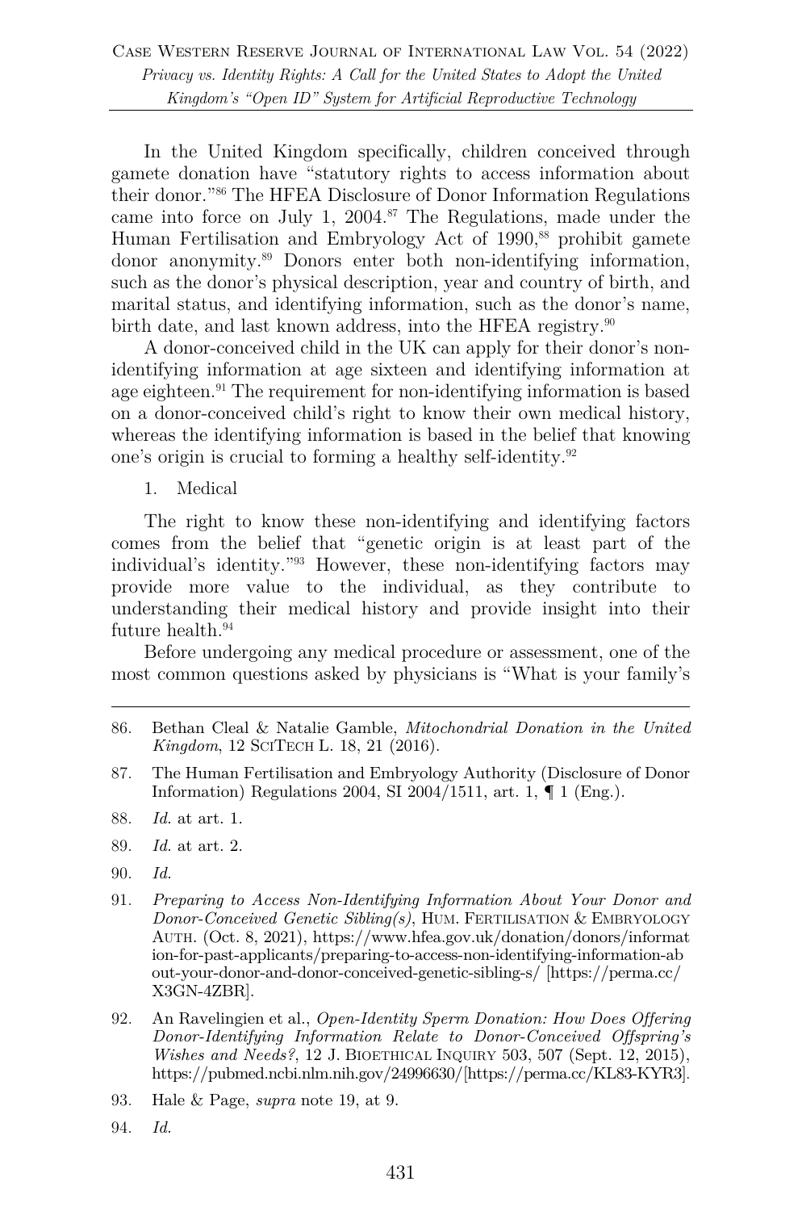In the United Kingdom specifically, children conceived through gamete donation have "statutory rights to access information about their donor."[86] The HFEA Disclosure of Donor Information Regulations came into force on July 1, 2004.[87] The Regulations, made under the Human Fertilisation and Embryology Act of 1990,[88] prohibit gamete donor anonymity.[89] Donors enter both non-identifying information, such as the donor's physical description, year and country of birth, and marital status, and identifying information, such as the donor's name, birth date, and last known address, into the HFEA registry.[90]

A donor-conceived child in the UK can apply for their donor's non-identifying information at age sixteen and identifying information at age eighteen.[91] The requirement for non-identifying information is based on a donor-conceived child's right to know their own medical history, whereas the identifying information is based in the belief that knowing one's origin is crucial to forming a healthy self-identity.[92]

1. Medical

The right to know these non-identifying and identifying factors comes from the belief that "genetic origin is at least part of the individual's identity."[93] However, these non-identifying factors may provide more value to the individual, as they contribute to understanding their medical history and provide insight into their future health.[94]

Before undergoing any medical procedure or assessment, one of the most common questions asked by physicians is "What is your family's

---

86. Bethan Cleal & Natalie Gamble, *Mitochondrial Donation in the United Kingdom*, 12 SCITECH L. 18, 21 (2016).

87. The Human Fertilisation and Embryology Authority (Disclosure of Donor Information) Regulations 2004, SI 2004/1511, art. 1, ¶ 1 (Eng.).

88. *Id.* at art. 1.

89. *Id.* at art. 2.

90. *Id.*

91. *Preparing to Access Non-Identifying Information About Your Donor and Donor-Conceived Genetic Sibling(s)*, HUM. FERTILISATION & EMBRYOLOGY AUTH. (Oct. 8, 2021), https://www.hfea.gov.uk/donation/donors/information-for-past-applicants/preparing-to-access-non-identifying-information-about-your-donor-and-donor-conceived-genetic-sibling-s/ [https://perma.cc/X3GN-4ZBR].

92. An Ravelingien et al., *Open-Identity Sperm Donation: How Does Offering Donor-Identifying Information Relate to Donor-Conceived Offspring's Wishes and Needs?*, 12 J. BIOETHICAL INQUIRY 503, 507 (Sept. 12, 2015), https://pubmed.ncbi.nlm.nih.gov/24996630/[https://perma.cc/KL83-KYR3].

93. Hale & Page, *supra* note 19, at 9.

94. *Id.*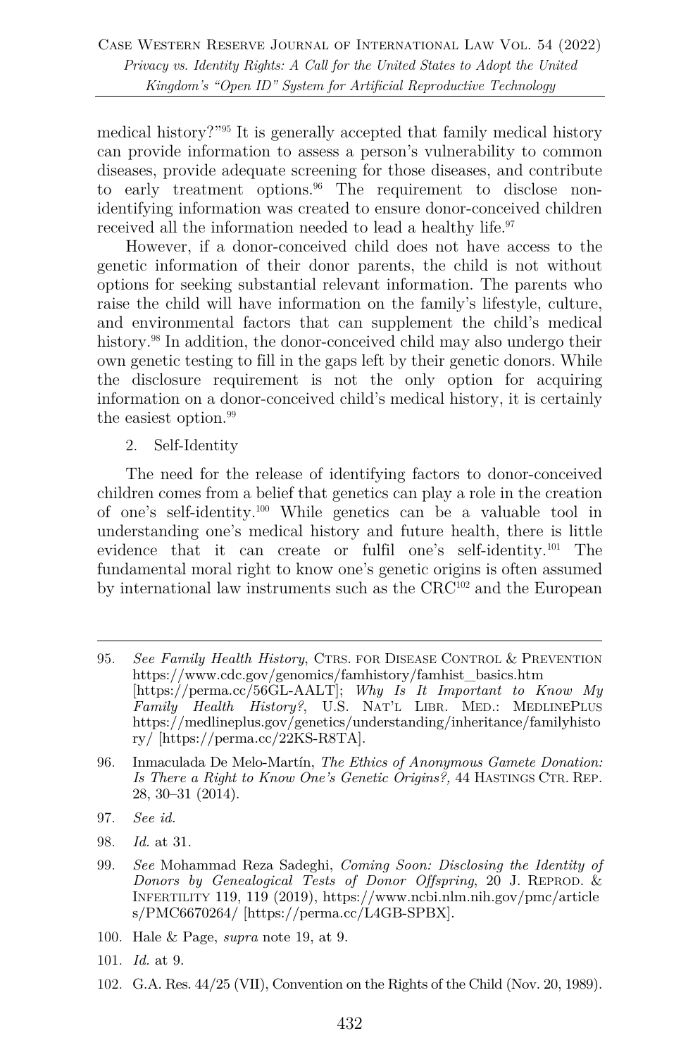medical history?"[95] It is generally accepted that family medical history can provide information to assess a person's vulnerability to common diseases, provide adequate screening for those diseases, and contribute to early treatment options.[96] The requirement to disclose non-identifying information was created to ensure donor-conceived children received all the information needed to lead a healthy life.[97]

However, if a donor-conceived child does not have access to the genetic information of their donor parents, the child is not without options for seeking substantial relevant information. The parents who raise the child will have information on the family's lifestyle, culture, and environmental factors that can supplement the child's medical history.[98] In addition, the donor-conceived child may also undergo their own genetic testing to fill in the gaps left by their genetic donors. While the disclosure requirement is not the only option for acquiring information on a donor-conceived child's medical history, it is certainly the easiest option.[99]

2. Self-Identity

The need for the release of identifying factors to donor-conceived children comes from a belief that genetics can play a role in the creation of one's self-identity.[100] While genetics can be a valuable tool in understanding one's medical history and future health, there is little evidence that it can create or fulfil one's self-identity.[101] The fundamental moral right to know one's genetic origins is often assumed by international law instruments such as the CRC[102] and the European

---

95. *See Family Health History*, CTRS. FOR DISEASE CONTROL & PREVENTION https://www.cdc.gov/genomics/famhistory/famhist_basics.htm [https://perma.cc/56GL-AALT]; *Why Is It Important to Know My Family Health History?*, U.S. NAT'L LIBR. MED.: MEDLINEPLUS https://medlineplus.gov/genetics/understanding/inheritance/familyhistory/ [https://perma.cc/22KS-R8TA].

96. Inmaculada De Melo-Martín, *The Ethics of Anonymous Gamete Donation: Is There a Right to Know One's Genetic Origins?,* 44 HASTINGS CTR. REP. 28, 30–31 (2014).

97. *See id.*

98. *Id.* at 31.

99. *See* Mohammad Reza Sadeghi, *Coming Soon: Disclosing the Identity of Donors by Genealogical Tests of Donor Offspring*, 20 J. REPROD. & INFERTILITY 119, 119 (2019), https://www.ncbi.nlm.nih.gov/pmc/articles/PMC6670264/ [https://perma.cc/L4GB-SPBX].

100. Hale & Page, *supra* note 19, at 9.

101. *Id.* at 9.

102. G.A. Res. 44/25 (VII), Convention on the Rights of the Child (Nov. 20, 1989).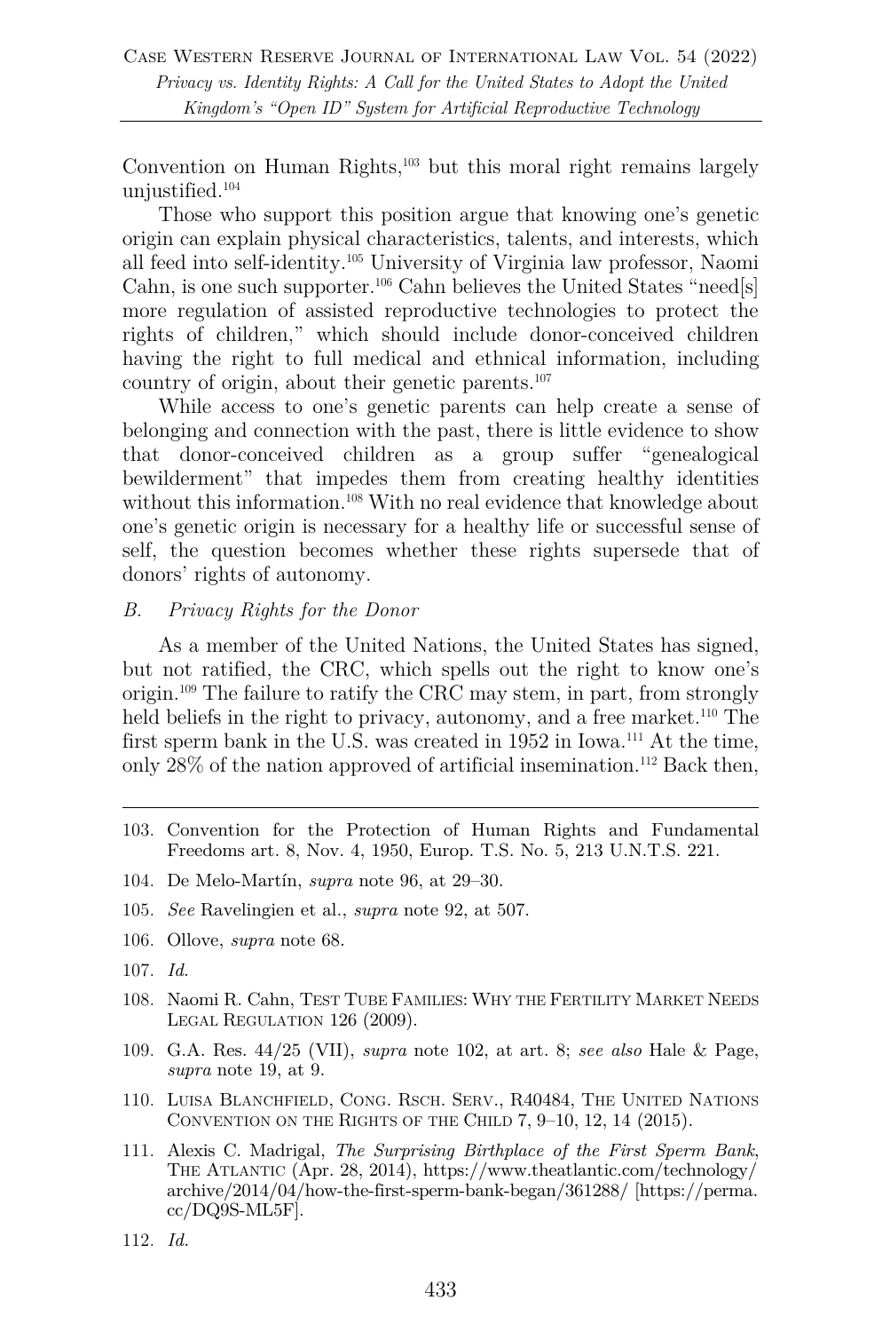Convention on Human Rights,[103] but this moral right remains largely unjustified.[104]

Those who support this position argue that knowing one's genetic origin can explain physical characteristics, talents, and interests, which all feed into self-identity.[105] University of Virginia law professor, Naomi Cahn, is one such supporter.[106] Cahn believes the United States "need[s] more regulation of assisted reproductive technologies to protect the rights of children," which should include donor-conceived children having the right to full medical and ethnical information, including country of origin, about their genetic parents.[107]

While access to one's genetic parents can help create a sense of belonging and connection with the past, there is little evidence to show that donor-conceived children as a group suffer "genealogical bewilderment" that impedes them from creating healthy identities without this information.[108] With no real evidence that knowledge about one's genetic origin is necessary for a healthy life or successful sense of self, the question becomes whether these rights supersede that of donors' rights of autonomy.

### *B. Privacy Rights for the Donor*

As a member of the United Nations, the United States has signed, but not ratified, the CRC, which spells out the right to know one's origin.[109] The failure to ratify the CRC may stem, in part, from strongly held beliefs in the right to privacy, autonomy, and a free market.[110] The first sperm bank in the U.S. was created in 1952 in Iowa.[111] At the time, only 28% of the nation approved of artificial insemination.[112] Back then,

---

103. Convention for the Protection of Human Rights and Fundamental Freedoms art. 8, Nov. 4, 1950, Europ. T.S. No. 5, 213 U.N.T.S. 221.

104. De Melo-Martín, *supra* note 96, at 29–30.

105. *See* Ravelingien et al., *supra* note 92, at 507.

106. Ollove, *supra* note 68.

107. *Id.*

108. Naomi R. Cahn, Test Tube Families: Why the Fertility Market Needs Legal Regulation 126 (2009).

109. G.A. Res. 44/25 (VII), *supra* note 102, at art. 8; *see also* Hale & Page, *supra* note 19, at 9.

110. Luisa Blanchfield, Cong. Rsch. Serv., R40484, The United Nations Convention on the Rights of the Child 7, 9–10, 12, 14 (2015).

111. Alexis C. Madrigal, *The Surprising Birthplace of the First Sperm Bank*, The Atlantic (Apr. 28, 2014), https://www.theatlantic.com/technology/archive/2014/04/how-the-first-sperm-bank-began/361288/ [https://perma.cc/DQ9S-ML5F].

112. *Id.*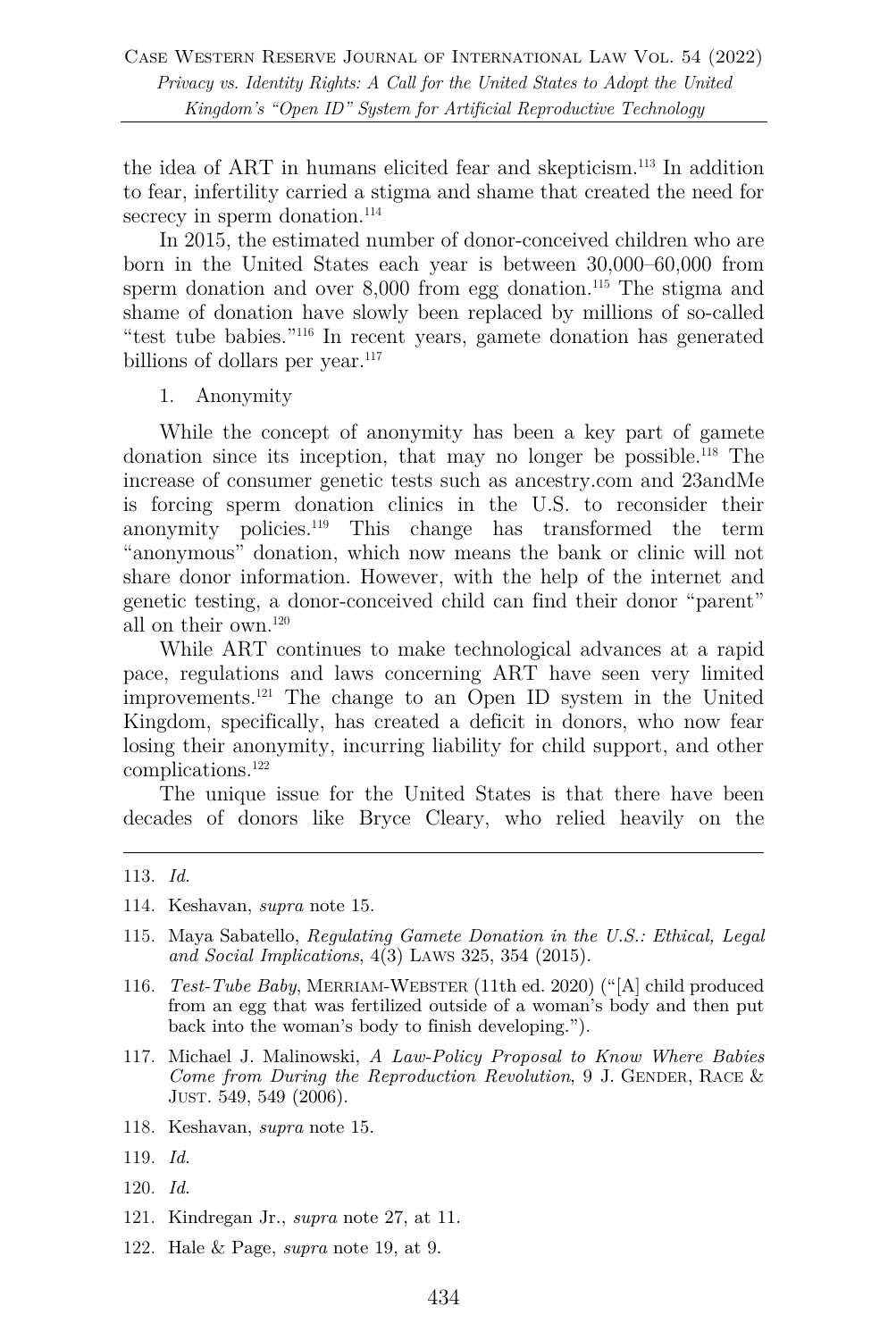the idea of ART in humans elicited fear and skepticism.[113] In addition to fear, infertility carried a stigma and shame that created the need for secrecy in sperm donation.[114]

In 2015, the estimated number of donor-conceived children who are born in the United States each year is between 30,000–60,000 from sperm donation and over 8,000 from egg donation.[115] The stigma and shame of donation have slowly been replaced by millions of so-called "test tube babies."[116] In recent years, gamete donation has generated billions of dollars per year.[117]

1. Anonymity

While the concept of anonymity has been a key part of gamete donation since its inception, that may no longer be possible.[118] The increase of consumer genetic tests such as ancestry.com and 23andMe is forcing sperm donation clinics in the U.S. to reconsider their anonymity policies.[119] This change has transformed the term "anonymous" donation, which now means the bank or clinic will not share donor information. However, with the help of the internet and genetic testing, a donor-conceived child can find their donor "parent" all on their own.[120]

While ART continues to make technological advances at a rapid pace, regulations and laws concerning ART have seen very limited improvements.[121] The change to an Open ID system in the United Kingdom, specifically, has created a deficit in donors, who now fear losing their anonymity, incurring liability for child support, and other complications.[122]

The unique issue for the United States is that there have been decades of donors like Bryce Cleary, who relied heavily on the

---

113. *Id.*

114. Keshavan, *supra* note 15.

115. Maya Sabatello, *Regulating Gamete Donation in the U.S.: Ethical, Legal and Social Implications*, 4(3) LAWS 325, 354 (2015).

116. *Test-Tube Baby*, MERRIAM-WEBSTER (11th ed. 2020) ("[A] child produced from an egg that was fertilized outside of a woman's body and then put back into the woman's body to finish developing.").

117. Michael J. Malinowski, *A Law-Policy Proposal to Know Where Babies Come from During the Reproduction Revolution*, 9 J. GENDER, RACE & JUST. 549, 549 (2006).

118. Keshavan, *supra* note 15.

119. *Id.*

120. *Id.*

121. Kindregan Jr., *supra* note 27, at 11.

122. Hale & Page, *supra* note 19, at 9.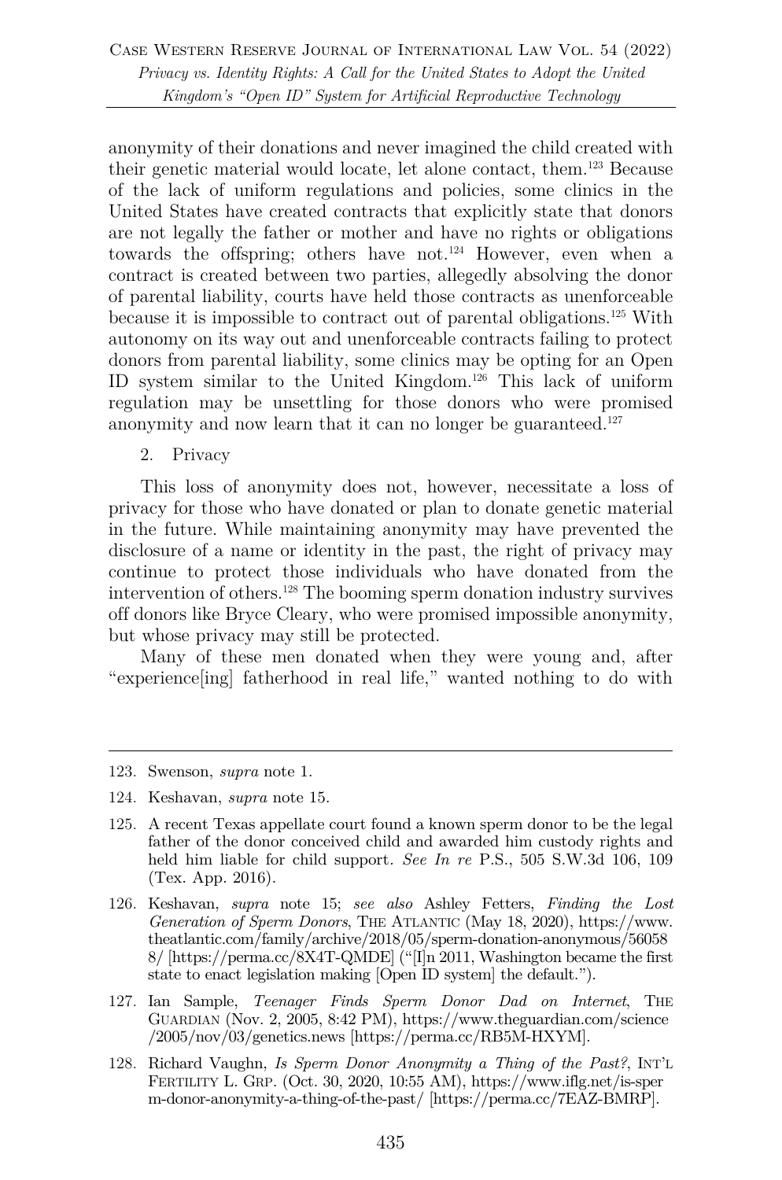anonymity of their donations and never imagined the child created with their genetic material would locate, let alone contact, them.[123] Because of the lack of uniform regulations and policies, some clinics in the United States have created contracts that explicitly state that donors are not legally the father or mother and have no rights or obligations towards the offspring; others have not.[124] However, even when a contract is created between two parties, allegedly absolving the donor of parental liability, courts have held those contracts as unenforceable because it is impossible to contract out of parental obligations.[125] With autonomy on its way out and unenforceable contracts failing to protect donors from parental liability, some clinics may be opting for an Open ID system similar to the United Kingdom.[126] This lack of uniform regulation may be unsettling for those donors who were promised anonymity and now learn that it can no longer be guaranteed.[127]

2. Privacy

This loss of anonymity does not, however, necessitate a loss of privacy for those who have donated or plan to donate genetic material in the future. While maintaining anonymity may have prevented the disclosure of a name or identity in the past, the right of privacy may continue to protect those individuals who have donated from the intervention of others.[128] The booming sperm donation industry survives off donors like Bryce Cleary, who were promised impossible anonymity, but whose privacy may still be protected.

Many of these men donated when they were young and, after "experience[ing] fatherhood in real life," wanted nothing to do with

---

123. Swenson, *supra* note 1.

124. Keshavan, *supra* note 15.

125. A recent Texas appellate court found a known sperm donor to be the legal father of the donor conceived child and awarded him custody rights and held him liable for child support. *See In re* P.S., 505 S.W.3d 106, 109 (Tex. App. 2016).

126. Keshavan, *supra* note 15; *see also* Ashley Fetters, *Finding the Lost Generation of Sperm Donors*, THE ATLANTIC (May 18, 2020), https://www.theatlantic.com/family/archive/2018/05/sperm-donation-anonymous/560588/ [https://perma.cc/8X4T-QMDE] ("[I]n 2011, Washington became the first state to enact legislation making [Open ID system] the default.").

127. Ian Sample, *Teenager Finds Sperm Donor Dad on Internet*, THE GUARDIAN (Nov. 2, 2005, 8:42 PM), https://www.theguardian.com/science/2005/nov/03/genetics.news [https://perma.cc/RB5M-HXYM].

128. Richard Vaughn, *Is Sperm Donor Anonymity a Thing of the Past?*, INT'L FERTILITY L. GRP. (Oct. 30, 2020, 10:55 AM), https://www.iflg.net/is-sperm-donor-anonymity-a-thing-of-the-past/ [https://perma.cc/7EAZ-BMRP].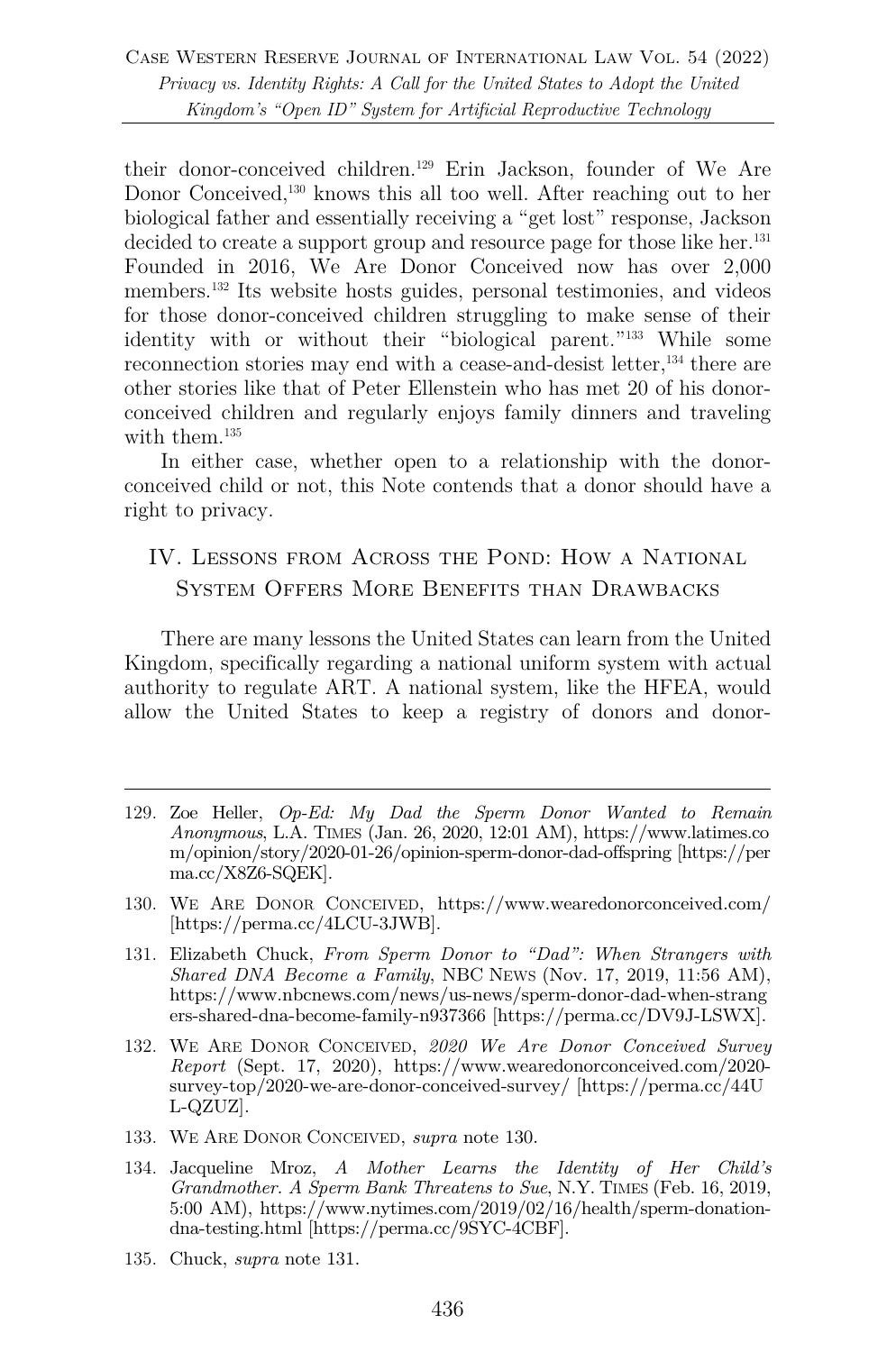their donor-conceived children.[129] Erin Jackson, founder of We Are Donor Conceived,[130] knows this all too well. After reaching out to her biological father and essentially receiving a "get lost" response, Jackson decided to create a support group and resource page for those like her.[131] Founded in 2016, We Are Donor Conceived now has over 2,000 members.[132] Its website hosts guides, personal testimonies, and videos for those donor-conceived children struggling to make sense of their identity with or without their "biological parent."[133] While some reconnection stories may end with a cease-and-desist letter,[134] there are other stories like that of Peter Ellenstein who has met 20 of his donor-conceived children and regularly enjoys family dinners and traveling with them.[135]

In either case, whether open to a relationship with the donor-conceived child or not, this Note contends that a donor should have a right to privacy.

## IV. Lessons from Across the Pond: How a National System Offers More Benefits than Drawbacks

There are many lessons the United States can learn from the United Kingdom, specifically regarding a national uniform system with actual authority to regulate ART. A national system, like the HFEA, would allow the United States to keep a registry of donors and donor-

---

129. Zoe Heller, *Op-Ed: My Dad the Sperm Donor Wanted to Remain Anonymous*, L.A. Times (Jan. 26, 2020, 12:01 AM), https://www.latimes.com/opinion/story/2020-01-26/opinion-sperm-donor-dad-offspring [https://perma.cc/X8Z6-SQEK].

130. We Are Donor Conceived, https://www.wearedonorconceived.com/ [https://perma.cc/4LCU-3JWB].

131. Elizabeth Chuck, *From Sperm Donor to "Dad": When Strangers with Shared DNA Become a Family*, NBC News (Nov. 17, 2019, 11:56 AM), https://www.nbcnews.com/news/us-news/sperm-donor-dad-when-strangers-shared-dna-become-family-n937366 [https://perma.cc/DV9J-LSWX].

132. We Are Donor Conceived, *2020 We Are Donor Conceived Survey Report* (Sept. 17, 2020), https://www.wearedonorconceived.com/2020-survey-top/2020-we-are-donor-conceived-survey/ [https://perma.cc/44UL-QZUZ].

133. We Are Donor Conceived, *supra* note 130.

134. Jacqueline Mroz, *A Mother Learns the Identity of Her Child's Grandmother. A Sperm Bank Threatens to Sue*, N.Y. Times (Feb. 16, 2019, 5:00 AM), https://www.nytimes.com/2019/02/16/health/sperm-donation-dna-testing.html [https://perma.cc/9SYC-4CBF].

135. Chuck, *supra* note 131.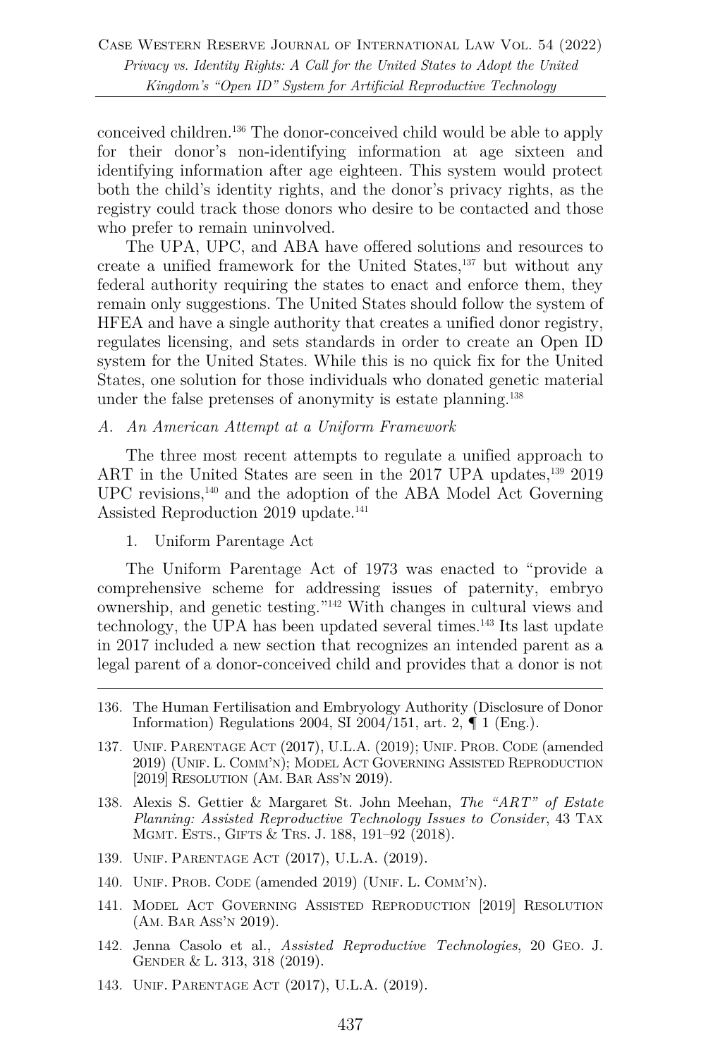conceived children.[136] The donor-conceived child would be able to apply for their donor's non-identifying information at age sixteen and identifying information after age eighteen. This system would protect both the child's identity rights, and the donor's privacy rights, as the registry could track those donors who desire to be contacted and those who prefer to remain uninvolved.

The UPA, UPC, and ABA have offered solutions and resources to create a unified framework for the United States,[137] but without any federal authority requiring the states to enact and enforce them, they remain only suggestions. The United States should follow the system of HFEA and have a single authority that creates a unified donor registry, regulates licensing, and sets standards in order to create an Open ID system for the United States. While this is no quick fix for the United States, one solution for those individuals who donated genetic material under the false pretenses of anonymity is estate planning.[138]

### *A. An American Attempt at a Uniform Framework*

The three most recent attempts to regulate a unified approach to ART in the United States are seen in the 2017 UPA updates,[139] 2019 UPC revisions,[140] and the adoption of the ABA Model Act Governing Assisted Reproduction 2019 update.[141]

#### 1. Uniform Parentage Act

The Uniform Parentage Act of 1973 was enacted to "provide a comprehensive scheme for addressing issues of paternity, embryo ownership, and genetic testing."[142] With changes in cultural views and technology, the UPA has been updated several times.[143] Its last update in 2017 included a new section that recognizes an intended parent as a legal parent of a donor-conceived child and provides that a donor is not

---

136. The Human Fertilisation and Embryology Authority (Disclosure of Donor Information) Regulations 2004, SI 2004/151, art. 2, ¶ 1 (Eng.).

137. UNIF. PARENTAGE ACT (2017), U.L.A. (2019); UNIF. PROB. CODE (amended 2019) (UNIF. L. COMM'N); MODEL ACT GOVERNING ASSISTED REPRODUCTION [2019] RESOLUTION (AM. BAR ASS'N 2019).

138. Alexis S. Gettier & Margaret St. John Meehan, *The "ART" of Estate Planning: Assisted Reproductive Technology Issues to Consider*, 43 TAX MGMT. ESTS., GIFTS & TRS. J. 188, 191–92 (2018).

139. UNIF. PARENTAGE ACT (2017), U.L.A. (2019).

140. UNIF. PROB. CODE (amended 2019) (UNIF. L. COMM'N).

141. MODEL ACT GOVERNING ASSISTED REPRODUCTION [2019] RESOLUTION (AM. BAR ASS'N 2019).

142. Jenna Casolo et al., *Assisted Reproductive Technologies*, 20 GEO. J. GENDER & L. 313, 318 (2019).

143. UNIF. PARENTAGE ACT (2017), U.L.A. (2019).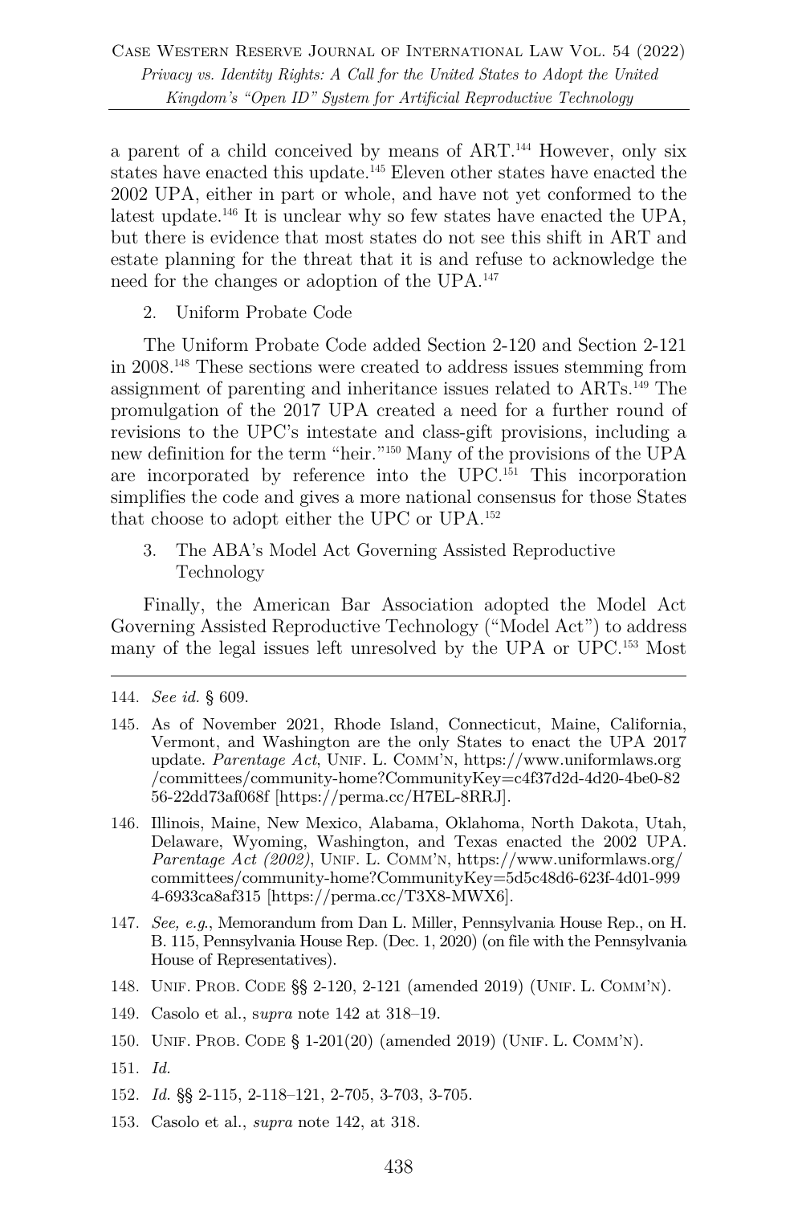a parent of a child conceived by means of ART.[144] However, only six states have enacted this update.[145] Eleven other states have enacted the 2002 UPA, either in part or whole, and have not yet conformed to the latest update.[146] It is unclear why so few states have enacted the UPA, but there is evidence that most states do not see this shift in ART and estate planning for the threat that it is and refuse to acknowledge the need for the changes or adoption of the UPA.[147]

2. Uniform Probate Code

The Uniform Probate Code added Section 2-120 and Section 2-121 in 2008.[148] These sections were created to address issues stemming from assignment of parenting and inheritance issues related to ARTs.[149] The promulgation of the 2017 UPA created a need for a further round of revisions to the UPC's intestate and class-gift provisions, including a new definition for the term "heir."[150] Many of the provisions of the UPA are incorporated by reference into the UPC.[151] This incorporation simplifies the code and gives a more national consensus for those States that choose to adopt either the UPC or UPA.[152]

3. The ABA's Model Act Governing Assisted Reproductive Technology

Finally, the American Bar Association adopted the Model Act Governing Assisted Reproductive Technology ("Model Act") to address many of the legal issues left unresolved by the UPA or UPC.[153] Most

---

144. *See id.* § 609.

145. As of November 2021, Rhode Island, Connecticut, Maine, California, Vermont, and Washington are the only States to enact the UPA 2017 update. *Parentage Act*, UNIF. L. COMM'N, https://www.uniformlaws.org/committees/community-home?CommunityKey=c4f37d2d-4d20-4be0-8256-22dd73af068f [https://perma.cc/H7EL-8RRJ].

146. Illinois, Maine, New Mexico, Alabama, Oklahoma, North Dakota, Utah, Delaware, Wyoming, Washington, and Texas enacted the 2002 UPA. *Parentage Act (2002)*, UNIF. L. COMM'N, https://www.uniformlaws.org/committees/community-home?CommunityKey=5d5c48d6-623f-4d01-9994-6933ca8af315 [https://perma.cc/T3X8-MWX6].

147. *See, e.g.*, Memorandum from Dan L. Miller, Pennsylvania House Rep., on H. B. 115, Pennsylvania House Rep. (Dec. 1, 2020) (on file with the Pennsylvania House of Representatives).

148. UNIF. PROB. CODE §§ 2-120, 2-121 (amended 2019) (UNIF. L. COMM'N).

149. Casolo et al., s*upra* note 142 at 318–19.

150. UNIF. PROB. CODE § 1-201(20) (amended 2019) (UNIF. L. COMM'N).

151. *Id.*

152. *Id.* §§ 2-115, 2-118–121, 2-705, 3-703, 3-705.

153. Casolo et al., *supra* note 142, at 318.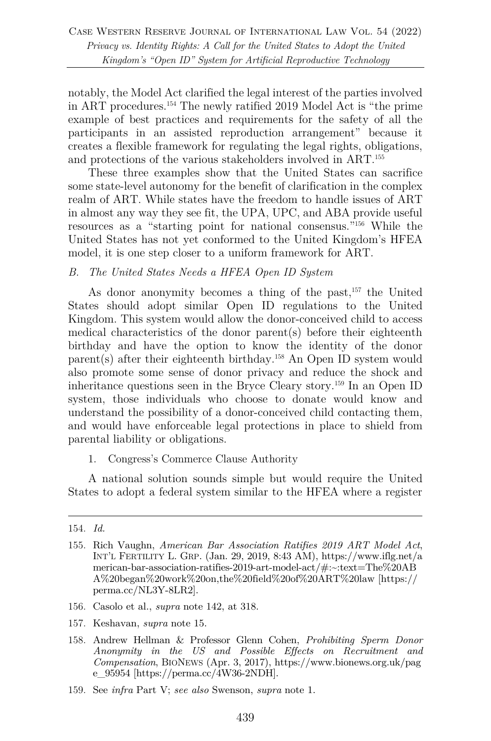notably, the Model Act clarified the legal interest of the parties involved in ART procedures.[154] The newly ratified 2019 Model Act is "the prime example of best practices and requirements for the safety of all the participants in an assisted reproduction arrangement" because it creates a flexible framework for regulating the legal rights, obligations, and protections of the various stakeholders involved in ART.[155]

These three examples show that the United States can sacrifice some state-level autonomy for the benefit of clarification in the complex realm of ART. While states have the freedom to handle issues of ART in almost any way they see fit, the UPA, UPC, and ABA provide useful resources as a "starting point for national consensus."[156] While the United States has not yet conformed to the United Kingdom's HFEA model, it is one step closer to a uniform framework for ART.

### *B. The United States Needs a HFEA Open ID System*

As donor anonymity becomes a thing of the past,[157] the United States should adopt similar Open ID regulations to the United Kingdom. This system would allow the donor-conceived child to access medical characteristics of the donor parent(s) before their eighteenth birthday and have the option to know the identity of the donor parent(s) after their eighteenth birthday.[158] An Open ID system would also promote some sense of donor privacy and reduce the shock and inheritance questions seen in the Bryce Cleary story.[159] In an Open ID system, those individuals who choose to donate would know and understand the possibility of a donor-conceived child contacting them, and would have enforceable legal protections in place to shield from parental liability or obligations.

#### 1. Congress's Commerce Clause Authority

A national solution sounds simple but would require the United States to adopt a federal system similar to the HFEA where a register

---

154. *Id.*

155. Rich Vaughn, *American Bar Association Ratifies 2019 ART Model Act*, INT'L FERTILITY L. GRP. (Jan. 29, 2019, 8:43 AM), https://www.iflg.net/american-bar-association-ratifies-2019-art-model-act/#:~:text=The%20ABA%20began%20work%20on,the%20field%20of%20ART%20law [https://perma.cc/NL3Y-8LR2].

156. Casolo et al., *supra* note 142, at 318.

157. Keshavan, *supra* note 15.

158. Andrew Hellman & Professor Glenn Cohen, *Prohibiting Sperm Donor Anonymity in the US and Possible Effects on Recruitment and Compensation*, BIONEWS (Apr. 3, 2017), https://www.bionews.org.uk/page_95954 [https://perma.cc/4W36-2NDH].

159. See *infra* Part V; *see also* Swenson, *supra* note 1.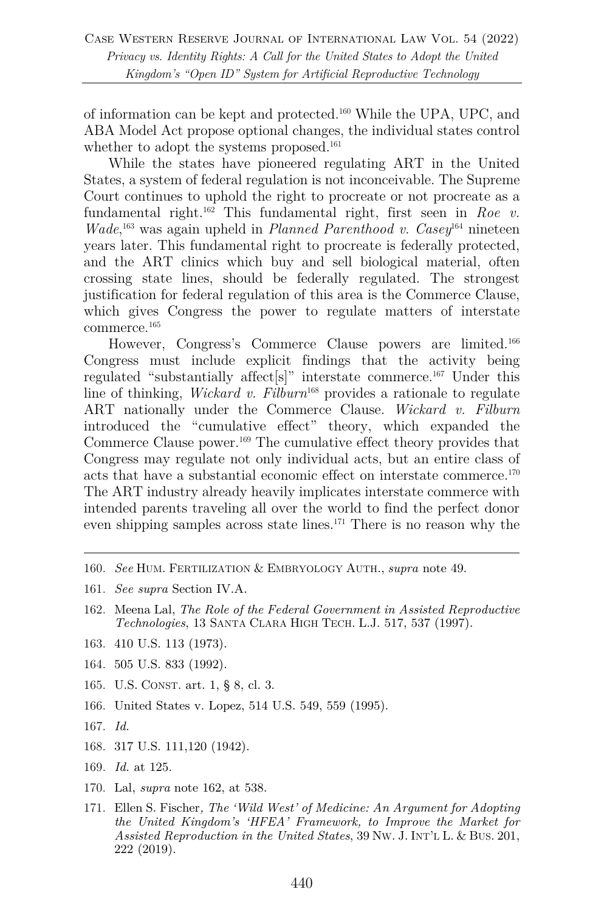of information can be kept and protected.[160] While the UPA, UPC, and ABA Model Act propose optional changes, the individual states control whether to adopt the systems proposed.[161]

While the states have pioneered regulating ART in the United States, a system of federal regulation is not inconceivable. The Supreme Court continues to uphold the right to procreate or not procreate as a fundamental right.[162] This fundamental right, first seen in *Roe v. Wade*,[163] was again upheld in *Planned Parenthood v. Casey*[164] nineteen years later. This fundamental right to procreate is federally protected, and the ART clinics which buy and sell biological material, often crossing state lines, should be federally regulated. The strongest justification for federal regulation of this area is the Commerce Clause, which gives Congress the power to regulate matters of interstate commerce.[165]

However, Congress's Commerce Clause powers are limited.[166] Congress must include explicit findings that the activity being regulated "substantially affect[s]" interstate commerce.[167] Under this line of thinking, *Wickard v. Filburn*[168] provides a rationale to regulate ART nationally under the Commerce Clause. *Wickard v. Filburn* introduced the "cumulative effect" theory, which expanded the Commerce Clause power.[169] The cumulative effect theory provides that Congress may regulate not only individual acts, but an entire class of acts that have a substantial economic effect on interstate commerce.[170] The ART industry already heavily implicates interstate commerce with intended parents traveling all over the world to find the perfect donor even shipping samples across state lines.[171] There is no reason why the

---

160. *See* Hum. Fertilization & Embryology Auth., *supra* note 49.

161. *See supra* Section IV.A.

162. Meena Lal, *The Role of the Federal Government in Assisted Reproductive Technologies*, 13 Santa Clara High Tech. L.J. 517, 537 (1997).

163. 410 U.S. 113 (1973).

164. 505 U.S. 833 (1992).

165. U.S. Const. art. 1, § 8, cl. 3.

166. United States v. Lopez, 514 U.S. 549, 559 (1995).

167. *Id.*

168. 317 U.S. 111,120 (1942).

169. *Id.* at 125.

170. Lal, *supra* note 162, at 538.

171. Ellen S. Fischer, *The 'Wild West' of Medicine: An Argument for Adopting the United Kingdom's 'HFEA' Framework, to Improve the Market for Assisted Reproduction in the United States*, 39 Nw. J. Int'l L. & Bus. 201, 222 (2019).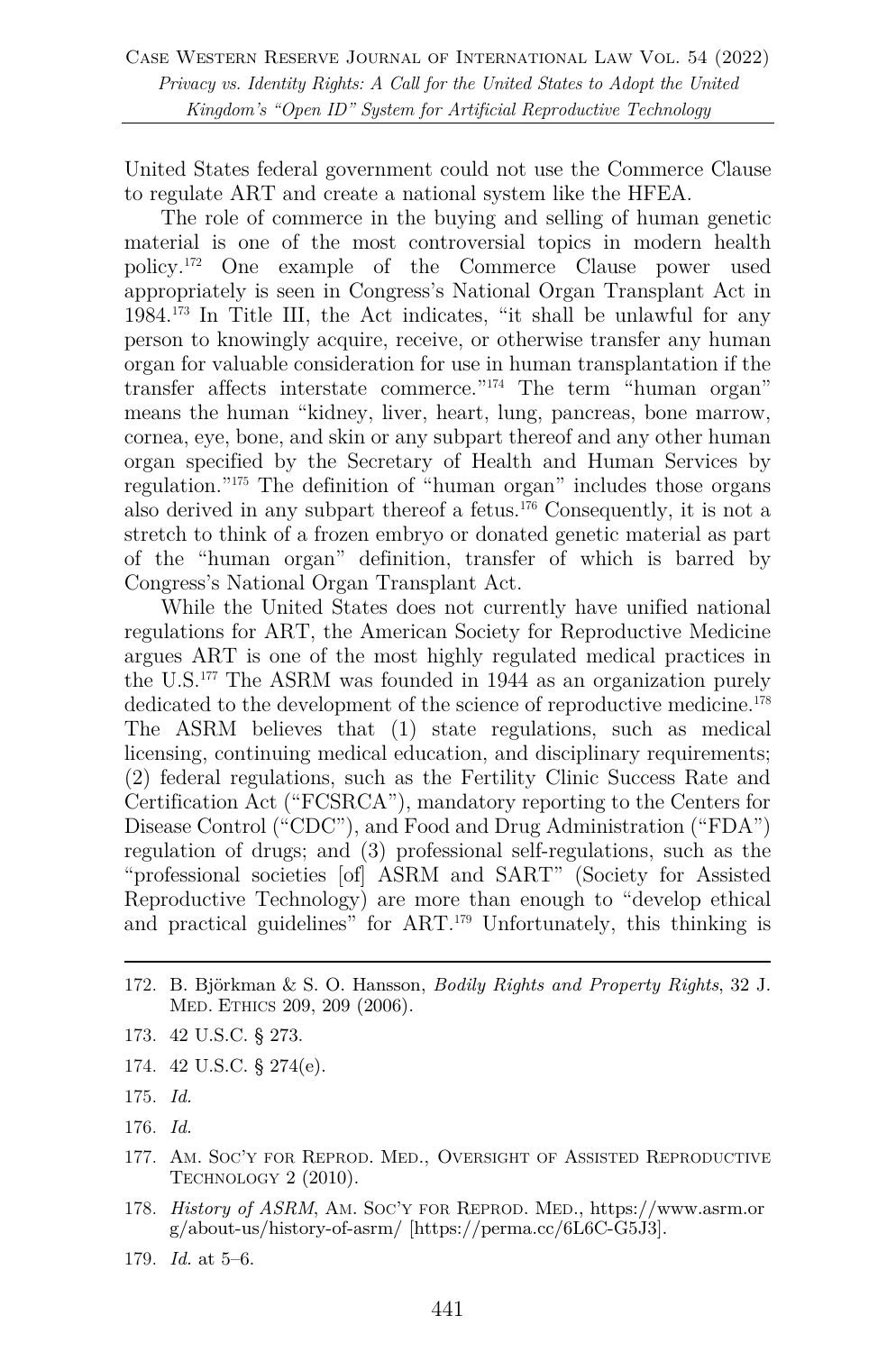United States federal government could not use the Commerce Clause to regulate ART and create a national system like the HFEA.

The role of commerce in the buying and selling of human genetic material is one of the most controversial topics in modern health policy.[172] One example of the Commerce Clause power used appropriately is seen in Congress's National Organ Transplant Act in 1984.[173] In Title III, the Act indicates, "it shall be unlawful for any person to knowingly acquire, receive, or otherwise transfer any human organ for valuable consideration for use in human transplantation if the transfer affects interstate commerce."[174] The term "human organ" means the human "kidney, liver, heart, lung, pancreas, bone marrow, cornea, eye, bone, and skin or any subpart thereof and any other human organ specified by the Secretary of Health and Human Services by regulation."[175] The definition of "human organ" includes those organs also derived in any subpart thereof a fetus.[176] Consequently, it is not a stretch to think of a frozen embryo or donated genetic material as part of the "human organ" definition, transfer of which is barred by Congress's National Organ Transplant Act.

While the United States does not currently have unified national regulations for ART, the American Society for Reproductive Medicine argues ART is one of the most highly regulated medical practices in the U.S.[177] The ASRM was founded in 1944 as an organization purely dedicated to the development of the science of reproductive medicine.[178] The ASRM believes that (1) state regulations, such as medical licensing, continuing medical education, and disciplinary requirements; (2) federal regulations, such as the Fertility Clinic Success Rate and Certification Act ("FCSRCA"), mandatory reporting to the Centers for Disease Control ("CDC"), and Food and Drug Administration ("FDA") regulation of drugs; and (3) professional self-regulations, such as the "professional societies [of] ASRM and SART" (Society for Assisted Reproductive Technology) are more than enough to "develop ethical and practical guidelines" for ART.[179] Unfortunately, this thinking is

---

172. B. Björkman & S. O. Hansson, *Bodily Rights and Property Rights*, 32 J. Med. Ethics 209, 209 (2006).

173. 42 U.S.C. § 273.

174. 42 U.S.C. § 274(e).

175. *Id.*

176. *Id.*

177. Am. Soc'y for Reprod. Med., Oversight of Assisted Reproductive Technology 2 (2010).

178. *History of ASRM*, Am. Soc'y for Reprod. Med., https://www.asrm.org/about-us/history-of-asrm/ [https://perma.cc/6L6C-G5J3].

179. *Id.* at 5–6.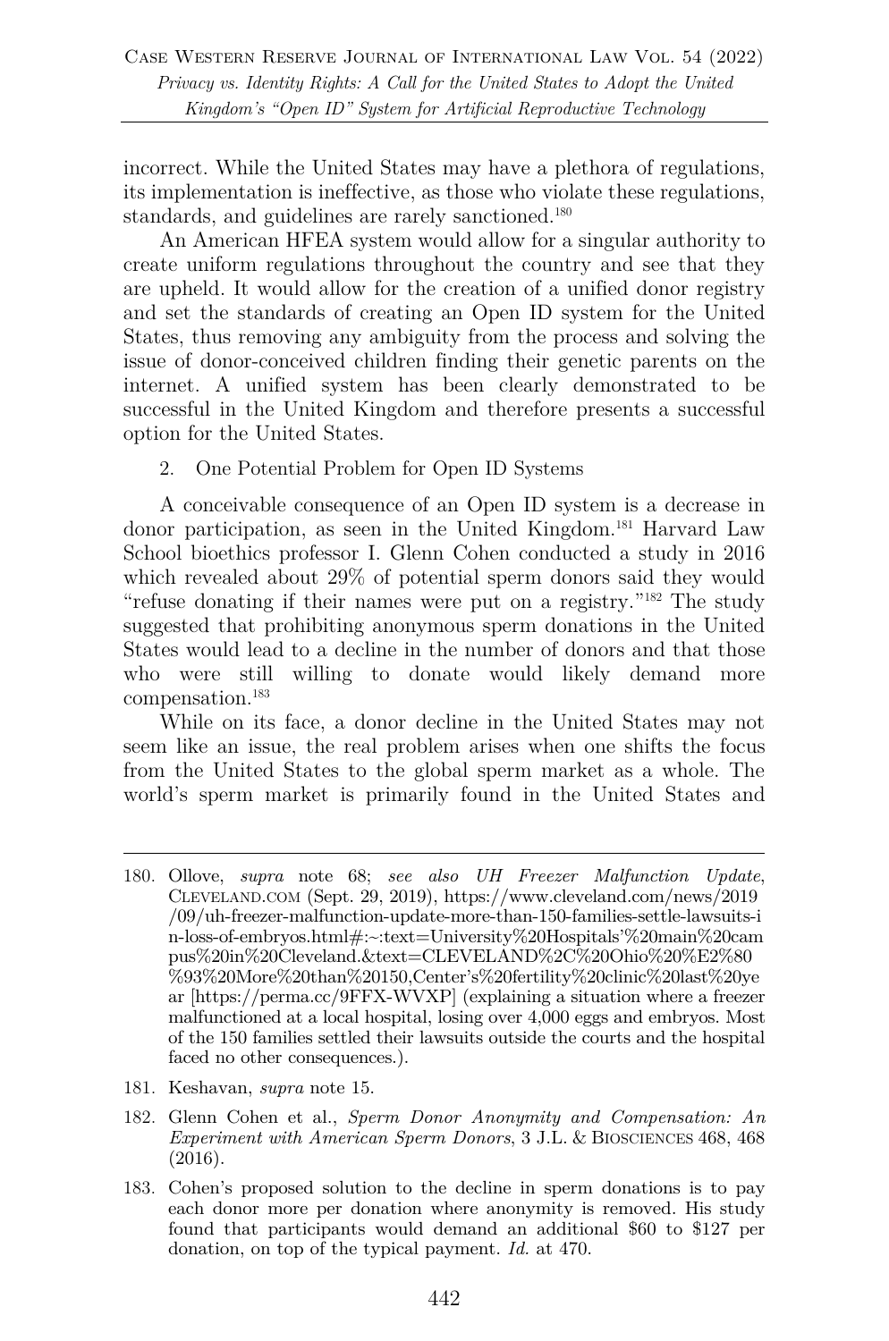incorrect. While the United States may have a plethora of regulations, its implementation is ineffective, as those who violate these regulations, standards, and guidelines are rarely sanctioned.[180]

An American HFEA system would allow for a singular authority to create uniform regulations throughout the country and see that they are upheld. It would allow for the creation of a unified donor registry and set the standards of creating an Open ID system for the United States, thus removing any ambiguity from the process and solving the issue of donor-conceived children finding their genetic parents on the internet. A unified system has been clearly demonstrated to be successful in the United Kingdom and therefore presents a successful option for the United States.

2. One Potential Problem for Open ID Systems

A conceivable consequence of an Open ID system is a decrease in donor participation, as seen in the United Kingdom.[181] Harvard Law School bioethics professor I. Glenn Cohen conducted a study in 2016 which revealed about 29% of potential sperm donors said they would "refuse donating if their names were put on a registry."[182] The study suggested that prohibiting anonymous sperm donations in the United States would lead to a decline in the number of donors and that those who were still willing to donate would likely demand more compensation.[183]

While on its face, a donor decline in the United States may not seem like an issue, the real problem arises when one shifts the focus from the United States to the global sperm market as a whole. The world's sperm market is primarily found in the United States and

---

180. Ollove, *supra* note 68; *see also UH Freezer Malfunction Update*, CLEVELAND.COM (Sept. 29, 2019), https://www.cleveland.com/news/2019/09/uh-freezer-malfunction-update-more-than-150-families-settle-lawsuits-in-loss-of-embryos.html#:~:text=University%20Hospitals'%20main%20campus%20in%20Cleveland.&text=CLEVELAND%2C%20Ohio%20%E2%80%93%20More%20than%20150,Center's%20fertility%20clinic%20last%20year [https://perma.cc/9FFX-WVXP] (explaining a situation where a freezer malfunctioned at a local hospital, losing over 4,000 eggs and embryos. Most of the 150 families settled their lawsuits outside the courts and the hospital faced no other consequences.).

181. Keshavan, *supra* note 15.

182. Glenn Cohen et al., *Sperm Donor Anonymity and Compensation: An Experiment with American Sperm Donors*, 3 J.L. & BIOSCIENCES 468, 468 (2016).

183. Cohen's proposed solution to the decline in sperm donations is to pay each donor more per donation where anonymity is removed. His study found that participants would demand an additional \$60 to \$127 per donation, on top of the typical payment. *Id.* at 470.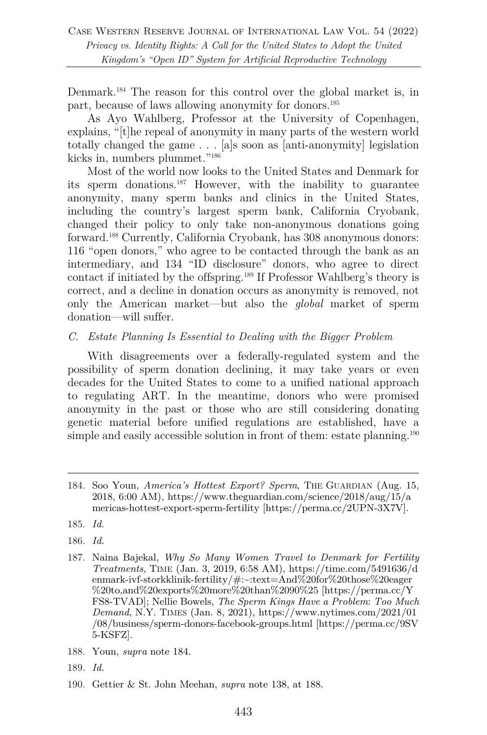Denmark.[184] The reason for this control over the global market is, in part, because of laws allowing anonymity for donors.[185]

As Ayo Wahlberg, Professor at the University of Copenhagen, explains, "[t]he repeal of anonymity in many parts of the western world totally changed the game . . . [a]s soon as [anti-anonymity] legislation kicks in, numbers plummet."[186]

Most of the world now looks to the United States and Denmark for its sperm donations.[187] However, with the inability to guarantee anonymity, many sperm banks and clinics in the United States, including the country's largest sperm bank, California Cryobank, changed their policy to only take non-anonymous donations going forward.[188] Currently, California Cryobank, has 308 anonymous donors: 116 "open donors," who agree to be contacted through the bank as an intermediary, and 134 "ID disclosure" donors, who agree to direct contact if initiated by the offspring.[189] If Professor Wahlberg's theory is correct, and a decline in donation occurs as anonymity is removed, not only the American market—but also the *global* market of sperm donation—will suffer.

### *C. Estate Planning Is Essential to Dealing with the Bigger Problem*

With disagreements over a federally-regulated system and the possibility of sperm donation declining, it may take years or even decades for the United States to come to a unified national approach to regulating ART. In the meantime, donors who were promised anonymity in the past or those who are still considering donating genetic material before unified regulations are established, have a simple and easily accessible solution in front of them: estate planning.[190]

---

184. Soo Youn, *America's Hottest Export? Sperm*, THE GUARDIAN (Aug. 15, 2018, 6:00 AM), https://www.theguardian.com/science/2018/aug/15/americas-hottest-export-sperm-fertility [https://perma.cc/2UPN-3X7V].

185. *Id.*

186. *Id.*

187. Naina Bajekal, *Why So Many Women Travel to Denmark for Fertility Treatments*, TIME (Jan. 3, 2019, 6:58 AM), https://time.com/5491636/denmark-ivf-storkklinik-fertility/#:~:text=And%20for%20those%20eager%20to,and%20exports%20more%20than%2090%25 [https://perma.cc/YFS8-TVAD]; Nellie Bowels, *The Sperm Kings Have a Problem: Too Much Demand*, N.Y. TIMES (Jan. 8, 2021), https://www.nytimes.com/2021/01/08/business/sperm-donors-facebook-groups.html [https://perma.cc/9SV5-KSFZ].

188. Youn, *supra* note 184.

189. *Id.*

190. Gettier & St. John Meehan, *supra* note 138, at 188.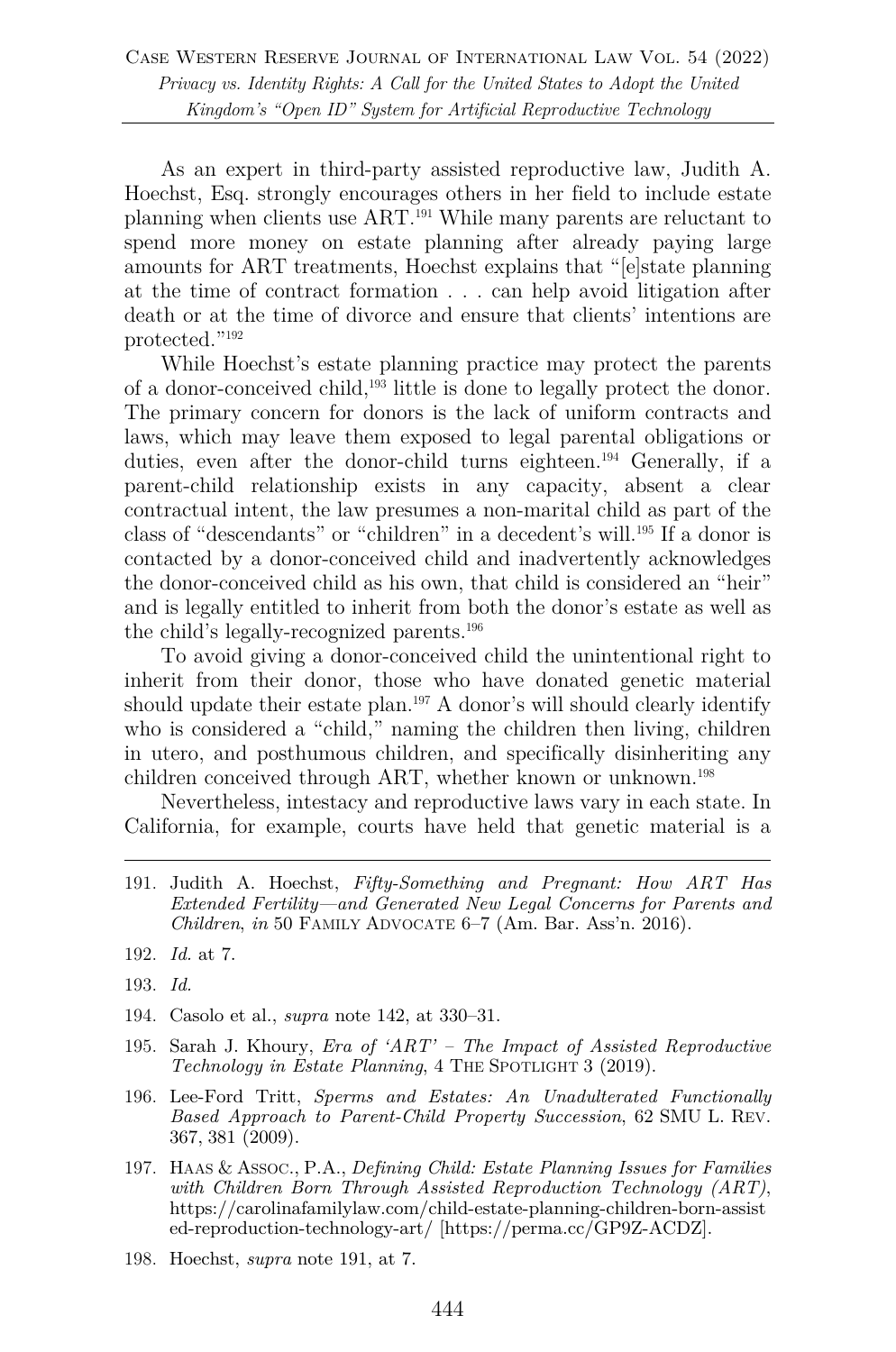As an expert in third-party assisted reproductive law, Judith A. Hoechst, Esq. strongly encourages others in her field to include estate planning when clients use ART.[191] While many parents are reluctant to spend more money on estate planning after already paying large amounts for ART treatments, Hoechst explains that "[e]state planning at the time of contract formation . . . can help avoid litigation after death or at the time of divorce and ensure that clients' intentions are protected."[192]

While Hoechst's estate planning practice may protect the parents of a donor-conceived child,[193] little is done to legally protect the donor. The primary concern for donors is the lack of uniform contracts and laws, which may leave them exposed to legal parental obligations or duties, even after the donor-child turns eighteen.[194] Generally, if a parent-child relationship exists in any capacity, absent a clear contractual intent, the law presumes a non-marital child as part of the class of "descendants" or "children" in a decedent's will.[195] If a donor is contacted by a donor-conceived child and inadvertently acknowledges the donor-conceived child as his own, that child is considered an "heir" and is legally entitled to inherit from both the donor's estate as well as the child's legally-recognized parents.[196]

To avoid giving a donor-conceived child the unintentional right to inherit from their donor, those who have donated genetic material should update their estate plan.[197] A donor's will should clearly identify who is considered a "child," naming the children then living, children in utero, and posthumous children, and specifically disinheriting any children conceived through ART, whether known or unknown.[198]

Nevertheless, intestacy and reproductive laws vary in each state. In California, for example, courts have held that genetic material is a

---

191. Judith A. Hoechst, *Fifty-Something and Pregnant: How ART Has Extended Fertility—and Generated New Legal Concerns for Parents and Children*, *in* 50 FAMILY ADVOCATE 6–7 (Am. Bar. Ass'n. 2016).

192. *Id.* at 7.

193. *Id.*

194. Casolo et al., *supra* note 142, at 330–31.

195. Sarah J. Khoury, *Era of 'ART' – The Impact of Assisted Reproductive Technology in Estate Planning*, 4 THE SPOTLIGHT 3 (2019).

196. Lee-Ford Tritt, *Sperms and Estates: An Unadulterated Functionally Based Approach to Parent-Child Property Succession*, 62 SMU L. REV. 367, 381 (2009).

197. HAAS & ASSOC., P.A., *Defining Child: Estate Planning Issues for Families with Children Born Through Assisted Reproduction Technology (ART)*, https://carolinafamilylaw.com/child-estate-planning-children-born-assisted-reproduction-technology-art/ [https://perma.cc/GP9Z-ACDZ].

198. Hoechst, *supra* note 191, at 7.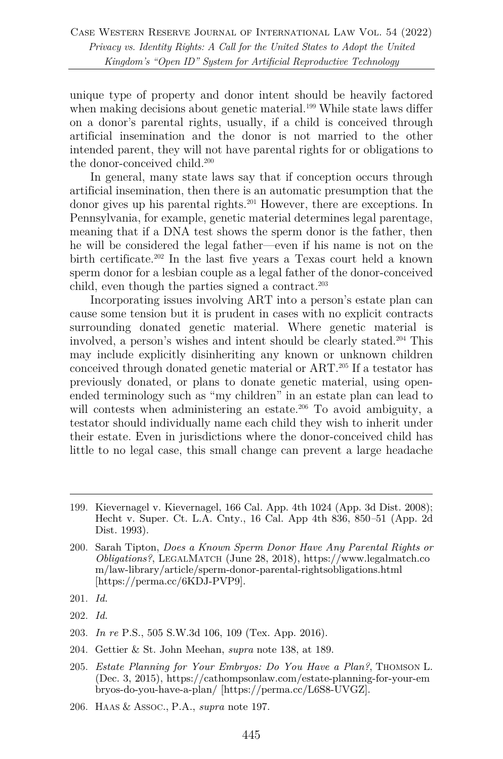unique type of property and donor intent should be heavily factored when making decisions about genetic material.[199] While state laws differ on a donor's parental rights, usually, if a child is conceived through artificial insemination and the donor is not married to the other intended parent, they will not have parental rights for or obligations to the donor-conceived child.[200]

In general, many state laws say that if conception occurs through artificial insemination, then there is an automatic presumption that the donor gives up his parental rights.[201] However, there are exceptions. In Pennsylvania, for example, genetic material determines legal parentage, meaning that if a DNA test shows the sperm donor is the father, then he will be considered the legal father—even if his name is not on the birth certificate.[202] In the last five years a Texas court held a known sperm donor for a lesbian couple as a legal father of the donor-conceived child, even though the parties signed a contract.[203]

Incorporating issues involving ART into a person's estate plan can cause some tension but it is prudent in cases with no explicit contracts surrounding donated genetic material. Where genetic material is involved, a person's wishes and intent should be clearly stated.[204] This may include explicitly disinheriting any known or unknown children conceived through donated genetic material or ART.[205] If a testator has previously donated, or plans to donate genetic material, using open-ended terminology such as "my children" in an estate plan can lead to will contests when administering an estate.[206] To avoid ambiguity, a testator should individually name each child they wish to inherit under their estate. Even in jurisdictions where the donor-conceived child has little to no legal case, this small change can prevent a large headache

---

199. Kievernagel v. Kievernagel, 166 Cal. App. 4th 1024 (App. 3d Dist. 2008); Hecht v. Super. Ct. L.A. Cnty., 16 Cal. App 4th 836, 850–51 (App. 2d Dist. 1993).

200. Sarah Tipton, *Does a Known Sperm Donor Have Any Parental Rights or Obligations?*, LegalMatch (June 28, 2018), https://www.legalmatch.com/law-library/article/sperm-donor-parental-rightsobligations.html [https://perma.cc/6KDJ-PVP9].

201. *Id.*

202. *Id.*

203. *In re* P.S., 505 S.W.3d 106, 109 (Tex. App. 2016).

204. Gettier & St. John Meehan, *supra* note 138, at 189.

205. *Estate Planning for Your Embryos: Do You Have a Plan?*, Thomson L. (Dec. 3, 2015), https://cathompsonlaw.com/estate-planning-for-your-embryos-do-you-have-a-plan/ [https://perma.cc/L6S8-UVGZ].

206. Haas & Assoc., P.A., *supra* note 197.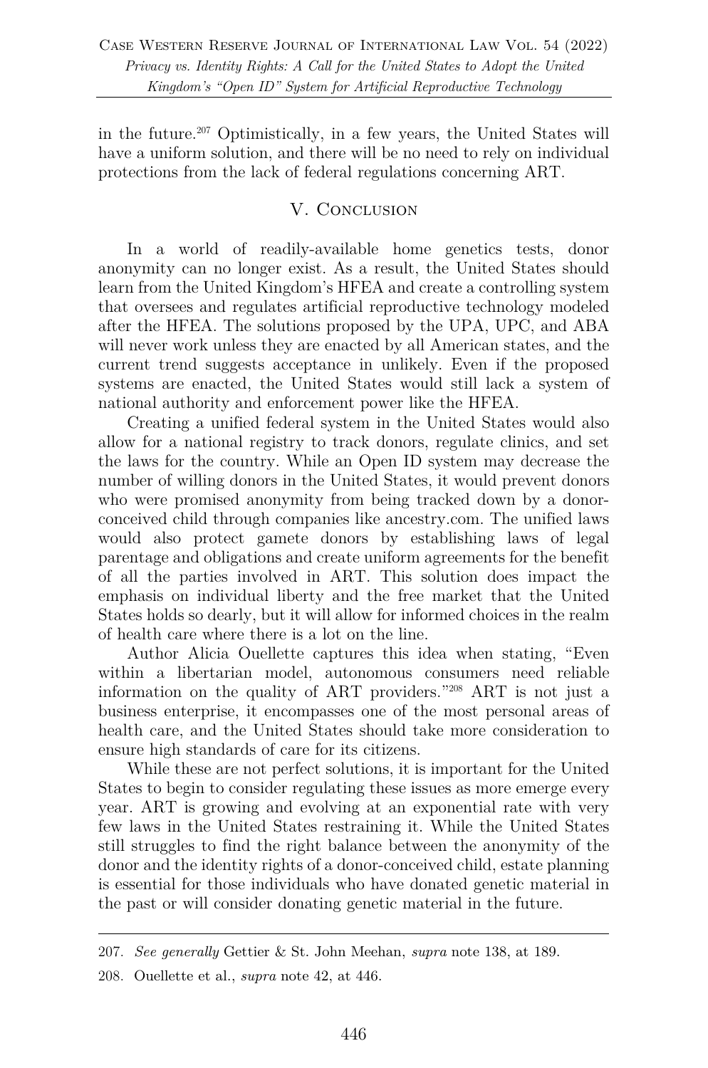in the future.[207] Optimistically, in a few years, the United States will have a uniform solution, and there will be no need to rely on individual protections from the lack of federal regulations concerning ART.

## V. Conclusion

In a world of readily-available home genetics tests, donor anonymity can no longer exist. As a result, the United States should learn from the United Kingdom's HFEA and create a controlling system that oversees and regulates artificial reproductive technology modeled after the HFEA. The solutions proposed by the UPA, UPC, and ABA will never work unless they are enacted by all American states, and the current trend suggests acceptance in unlikely. Even if the proposed systems are enacted, the United States would still lack a system of national authority and enforcement power like the HFEA.

Creating a unified federal system in the United States would also allow for a national registry to track donors, regulate clinics, and set the laws for the country. While an Open ID system may decrease the number of willing donors in the United States, it would prevent donors who were promised anonymity from being tracked down by a donor-conceived child through companies like ancestry.com. The unified laws would also protect gamete donors by establishing laws of legal parentage and obligations and create uniform agreements for the benefit of all the parties involved in ART. This solution does impact the emphasis on individual liberty and the free market that the United States holds so dearly, but it will allow for informed choices in the realm of health care where there is a lot on the line.

Author Alicia Ouellette captures this idea when stating, "Even within a libertarian model, autonomous consumers need reliable information on the quality of ART providers."[208] ART is not just a business enterprise, it encompasses one of the most personal areas of health care, and the United States should take more consideration to ensure high standards of care for its citizens.

While these are not perfect solutions, it is important for the United States to begin to consider regulating these issues as more emerge every year. ART is growing and evolving at an exponential rate with very few laws in the United States restraining it. While the United States still struggles to find the right balance between the anonymity of the donor and the identity rights of a donor-conceived child, estate planning is essential for those individuals who have donated genetic material in the past or will consider donating genetic material in the future.

---

207. *See generally* Gettier & St. John Meehan, *supra* note 138, at 189.

208. Ouellette et al., *supra* note 42, at 446.